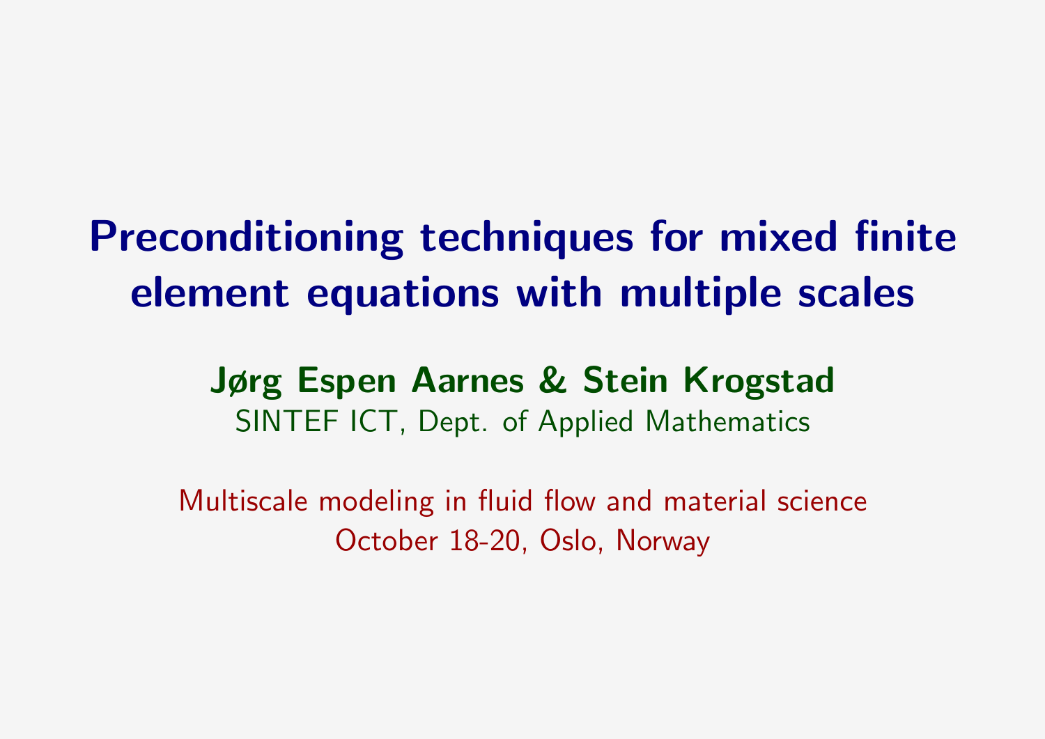# Preconditioning techniques for mixed finite element equations with multiple scales

**Jørg Espen Aarnes & Stein Krogstad**

SINTEF ICT, Dept. of Applied Mathematics

Multiscale modeling in fluid flow and material science

October 18-20, Oslo, Norway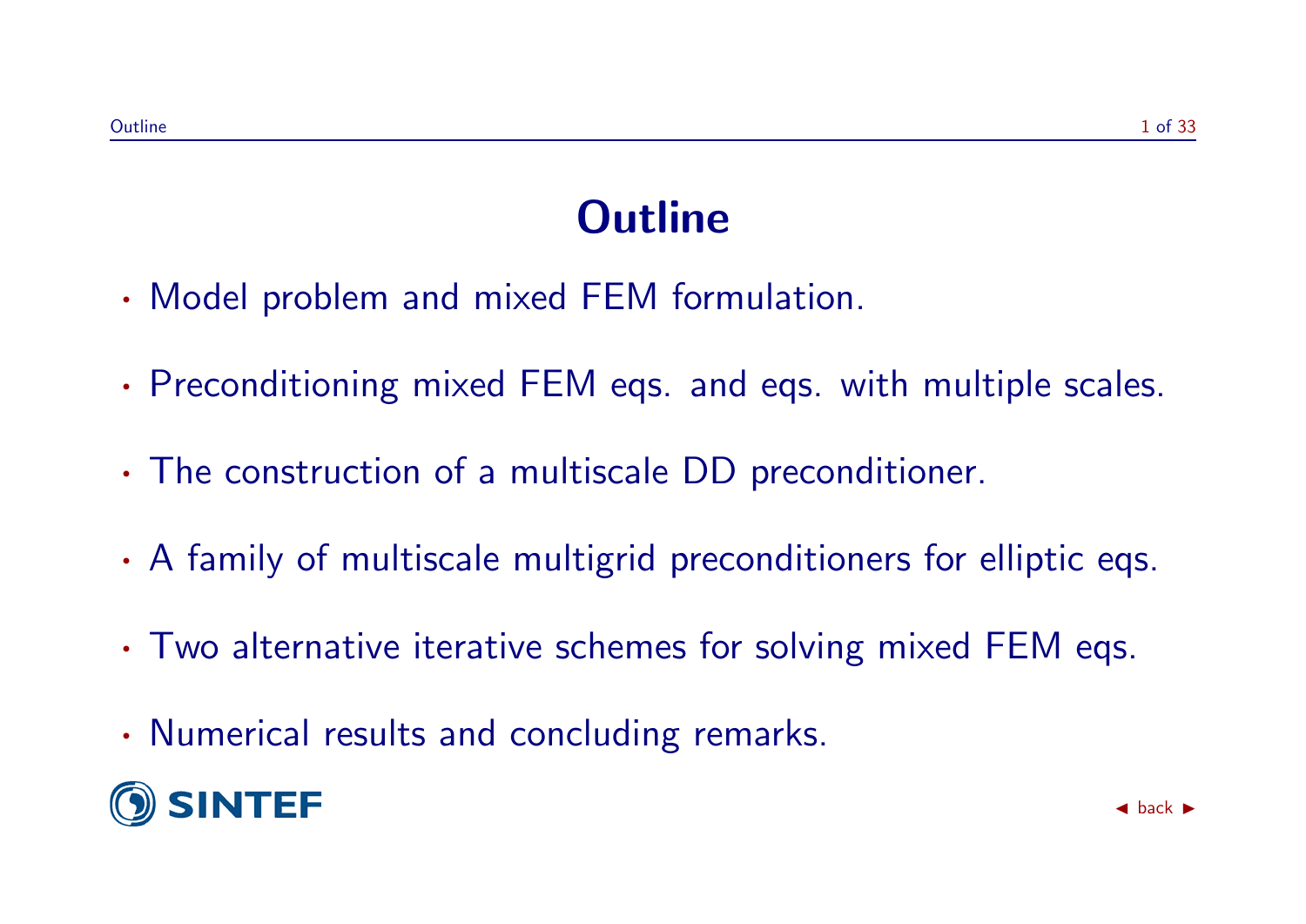# Outline

- Model problem and mixed FEM formulation.
- Preconditioning mixed FEM eqs. and eqs. with multiple scales.
- The construction of a multiscale DD preconditioner.
- A family of multiscale multigrid preconditioners for elliptic eqs.
- Two alternative iterative schemes for solving mixed FEM eqs.
- Numerical results and concluding remarks.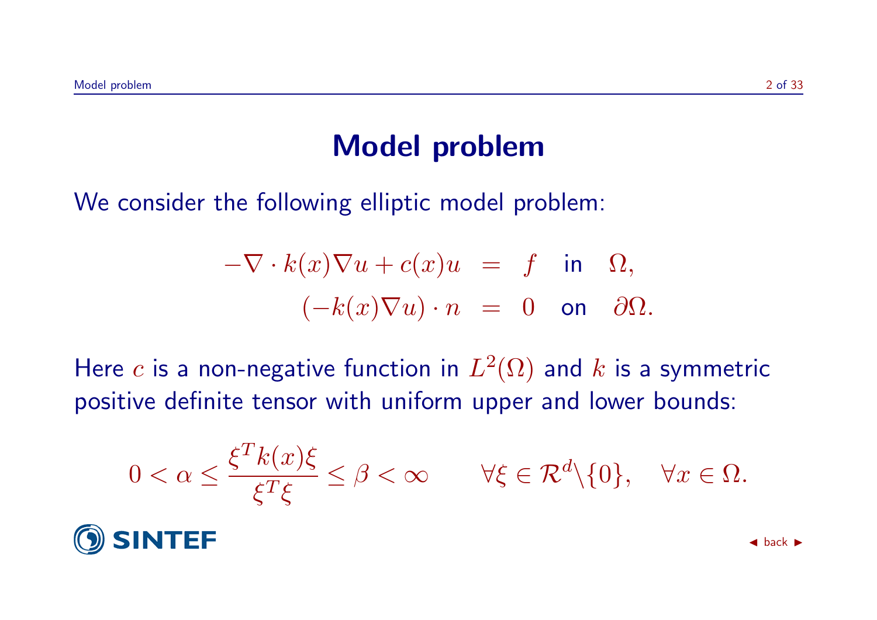# Model problem

We consider the following elliptic model problem:

$$
\begin{aligned}
-\nabla \cdot k(x)\nabla u + c(x)u &= f \quad \text{in} \quad \Omega, \\
(-k(x)\nabla u) \cdot n &= 0 \quad \text{on} \quad \partial\Omega.
\end{aligned}
$$

Here $c$ is a non-negative function in $L^2(\Omega)$ and $k$ is a symmetric positive definite tensor with uniform upper and lower bounds:

$$
0 < \alpha \leq \frac{\xi^T k(x)\xi}{\xi^T \xi} \leq \beta < \infty \qquad \forall \xi \in \mathcal{R}^d \backslash \{0\}, \quad \forall x \in \Omega.
$$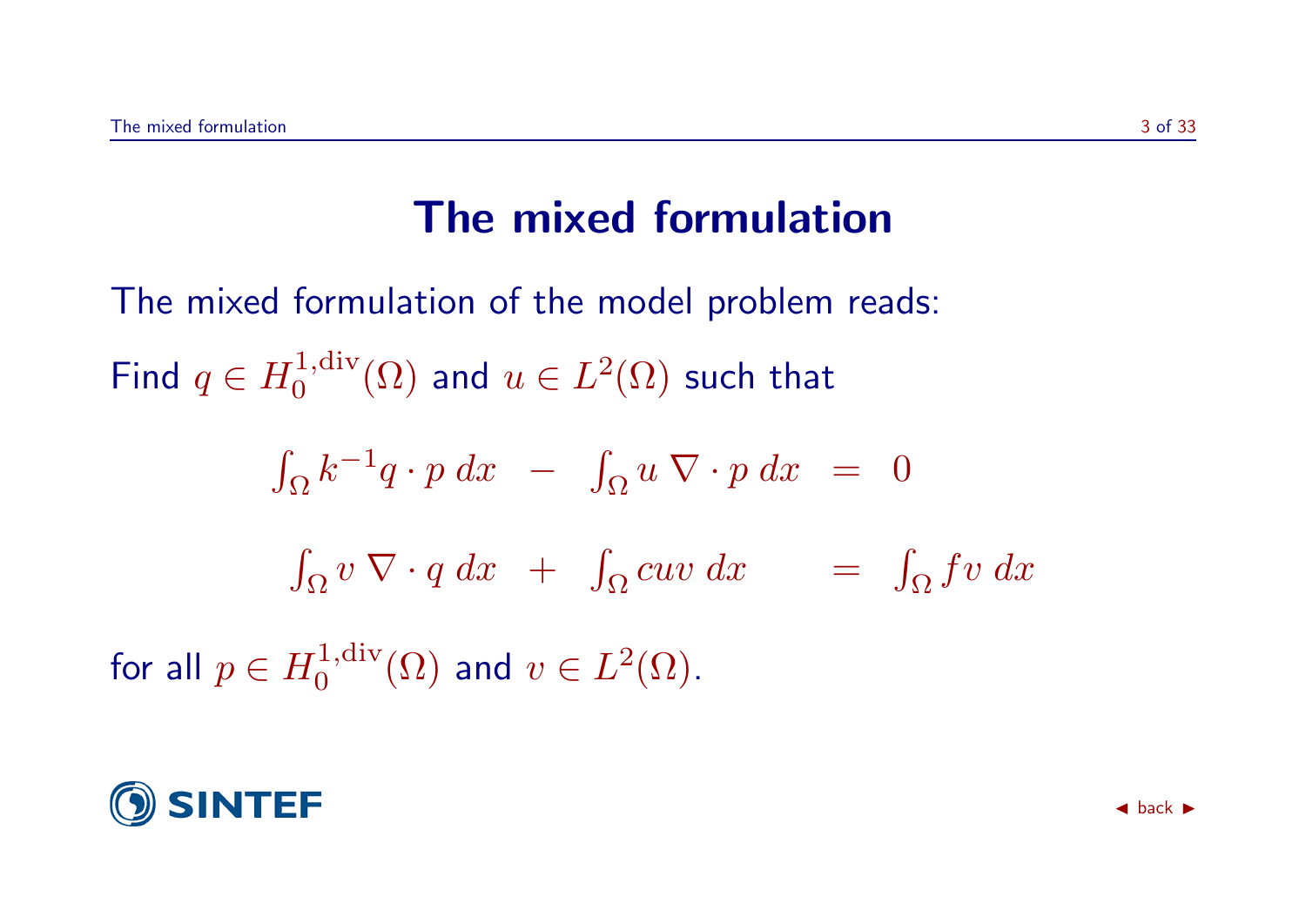# The mixed formulation

The mixed formulation of the model problem reads:

Find $q \in H_0^{1,\mathrm{div}}(\Omega)$ and $u \in L^2(\Omega)$ such that

$$
\begin{aligned}
\int_\Omega k^{-1} q \cdot p \, dx \;-\; \int_\Omega u \, \nabla \cdot p \, dx &= 0 \\
\int_\Omega v \, \nabla \cdot q \, dx \;+\; \int_\Omega c u v \, dx &= \int_\Omega f v \, dx
\end{aligned}
$$

for all $p \in H_0^{1,\mathrm{div}}(\Omega)$ and $v \in L^2(\Omega)$.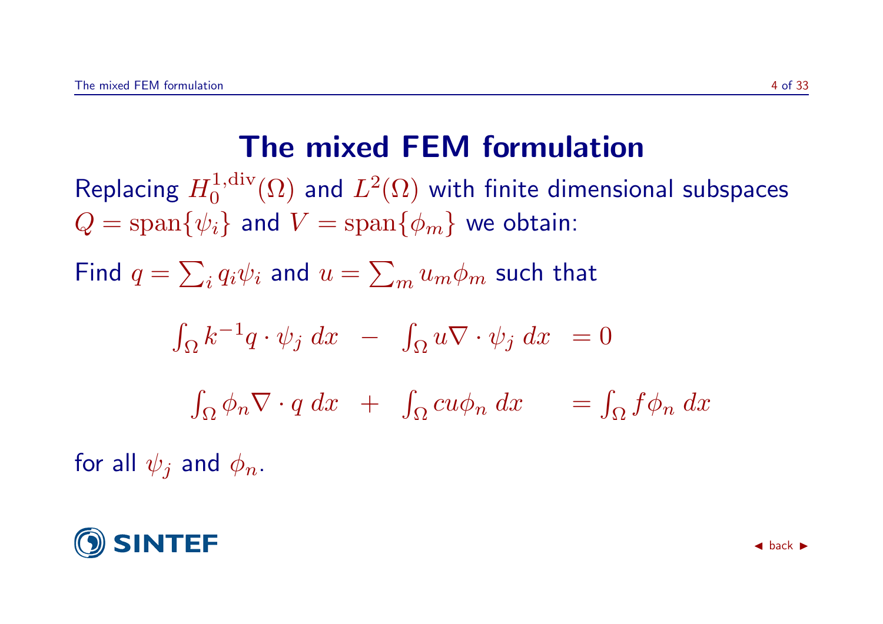# The mixed FEM formulation

Replacing $H_0^{1,\text{div}}(\Omega)$ and $L^2(\Omega)$ with finite dimensional subspaces $Q = \text{span}\{\psi_i\}$ and $V = \text{span}\{\phi_m\}$ we obtain:

Find $q = \sum_i q_i \psi_i$ and $u = \sum_m u_m \phi_m$ such that

$$
\begin{aligned}
\int_\Omega k^{-1} q \cdot \psi_j \, dx \;-\; \int_\Omega u \nabla \cdot \psi_j \, dx &= 0 \\
\int_\Omega \phi_n \nabla \cdot q \, dx \;+\; \int_\Omega c u \phi_n \, dx &= \int_\Omega f \phi_n \, dx
\end{aligned}
$$

for all $\psi_j$ and $\phi_n$.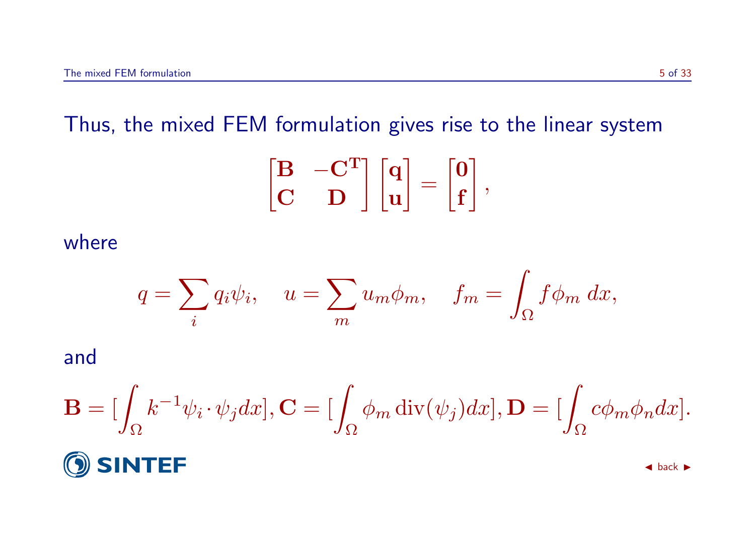Thus, the mixed FEM formulation gives rise to the linear system

$$\begin{bmatrix} \mathbf{B} & -\mathbf{C}^{\mathbf{T}} \\ \mathbf{C} & \mathbf{D} \end{bmatrix} \begin{bmatrix} \mathbf{q} \\ \mathbf{u} \end{bmatrix} = \begin{bmatrix} \mathbf{0} \\ \mathbf{f} \end{bmatrix},$$

where

$$q = \sum_i q_i \psi_i, \quad u = \sum_m u_m \phi_m, \quad f_m = \int_\Omega f \phi_m \, dx,$$

and

$$\mathbf{B} = [\int_\Omega k^{-1} \psi_i \cdot \psi_j dx], \mathbf{C} = [\int_\Omega \phi_m \operatorname{div}(\psi_j) dx], \mathbf{D} = [\int_\Omega c \phi_m \phi_n dx].$$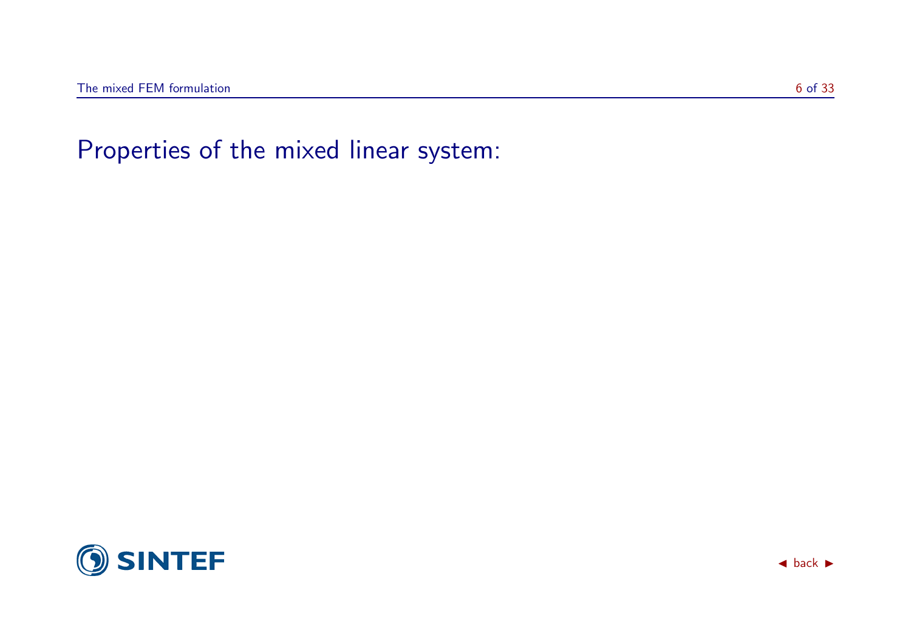# Properties of the mixed linear system: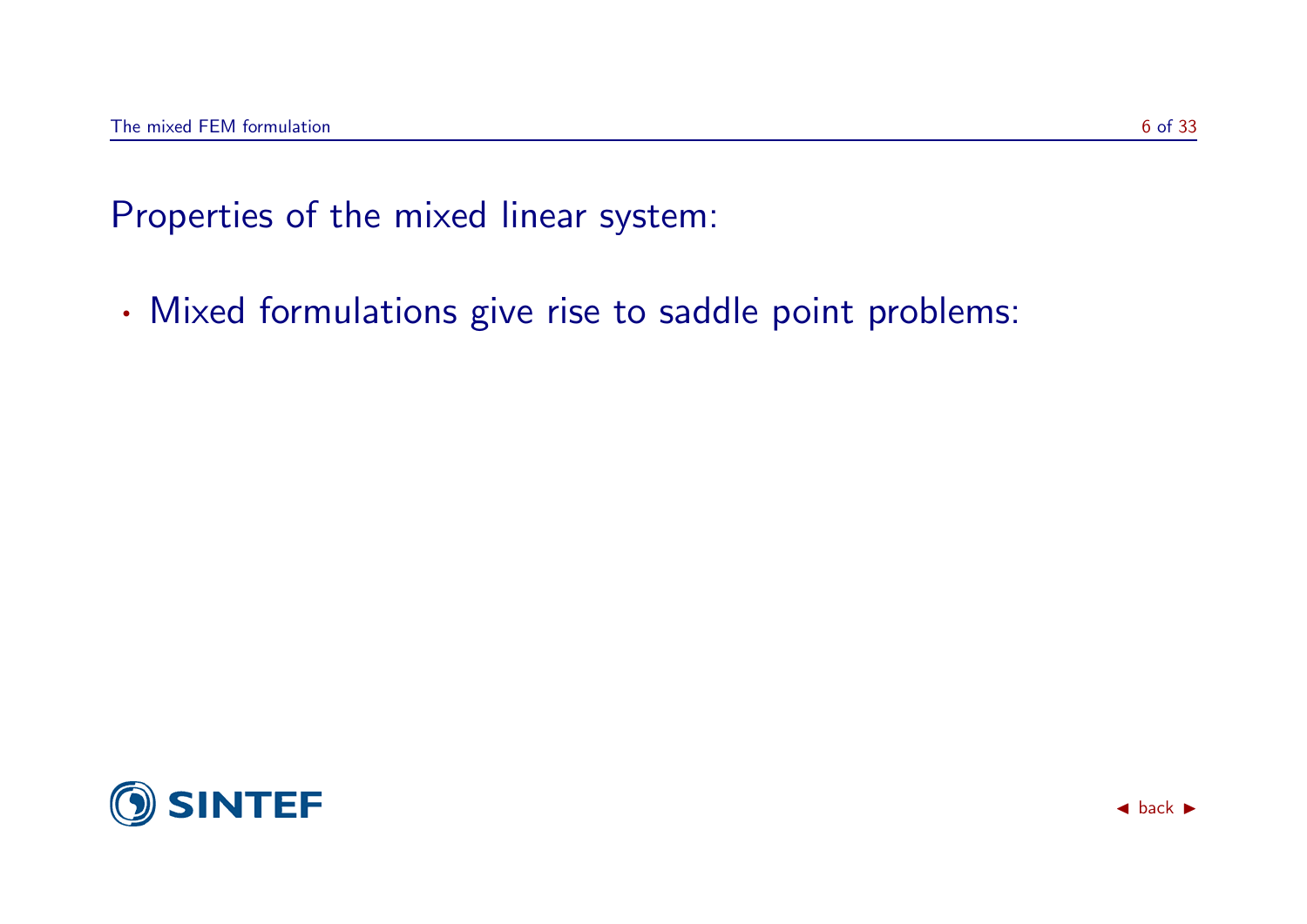## Properties of the mixed linear system:

- Mixed formulations give rise to saddle point problems: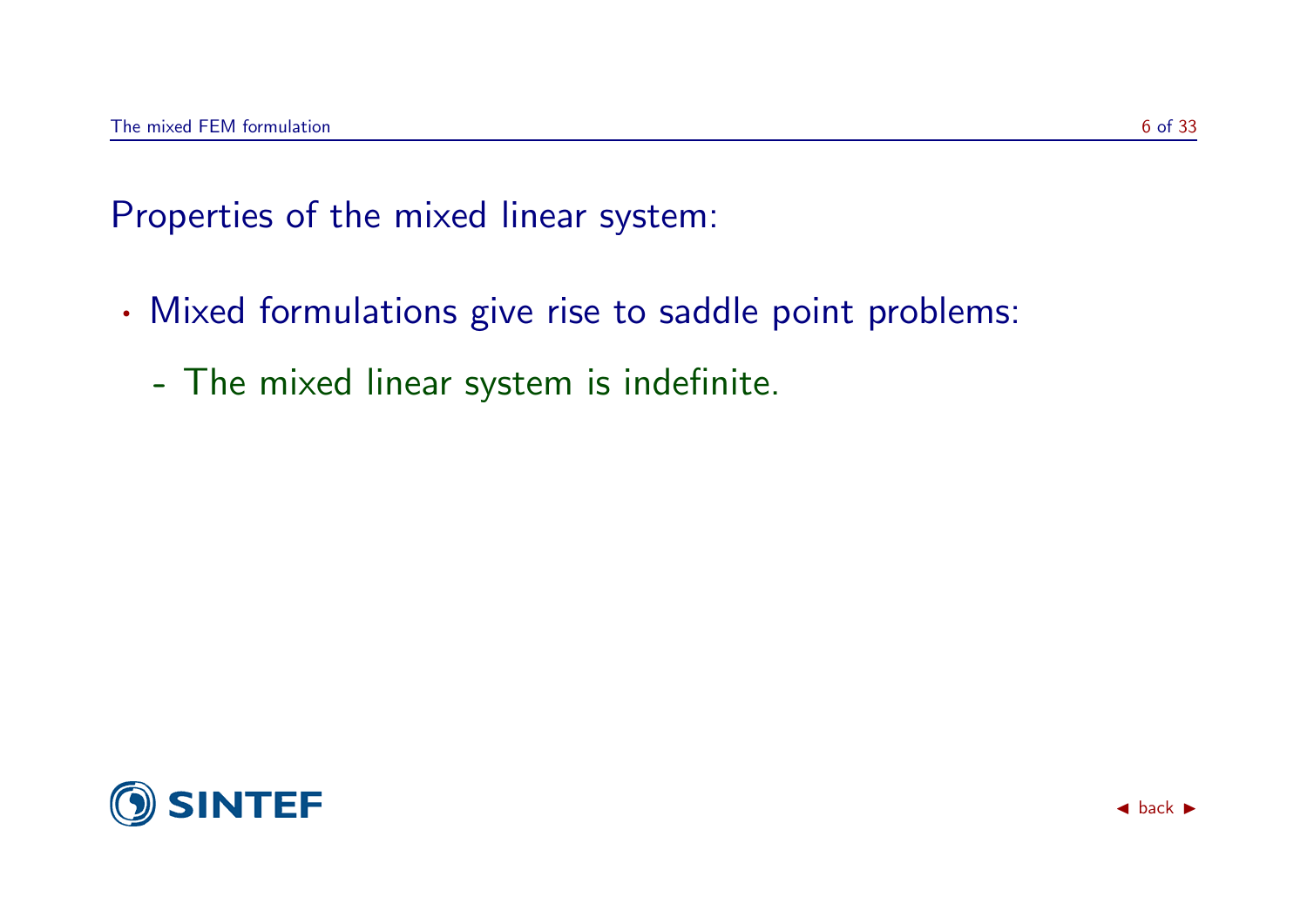Properties of the mixed linear system:

- Mixed formulations give rise to saddle point problems:
  - The mixed linear system is indefinite.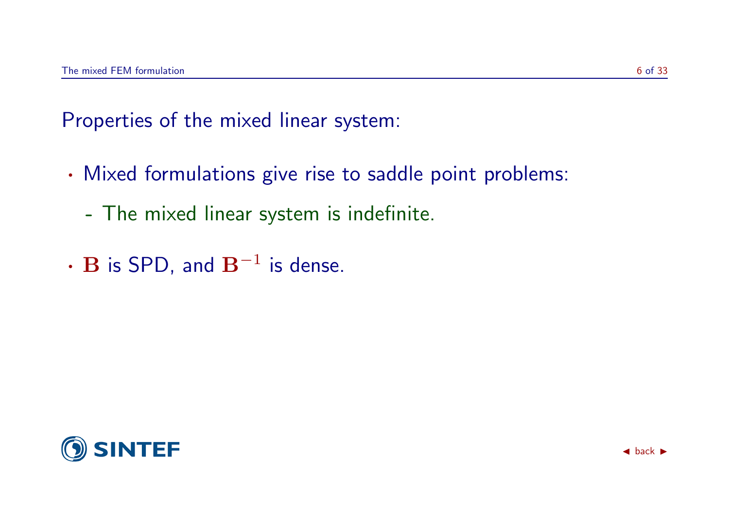Properties of the mixed linear system:

- Mixed formulations give rise to saddle point problems:
  - The mixed linear system is indefinite.
- $\mathbf{B}$ is SPD, and $\mathbf{B}^{-1}$ is dense.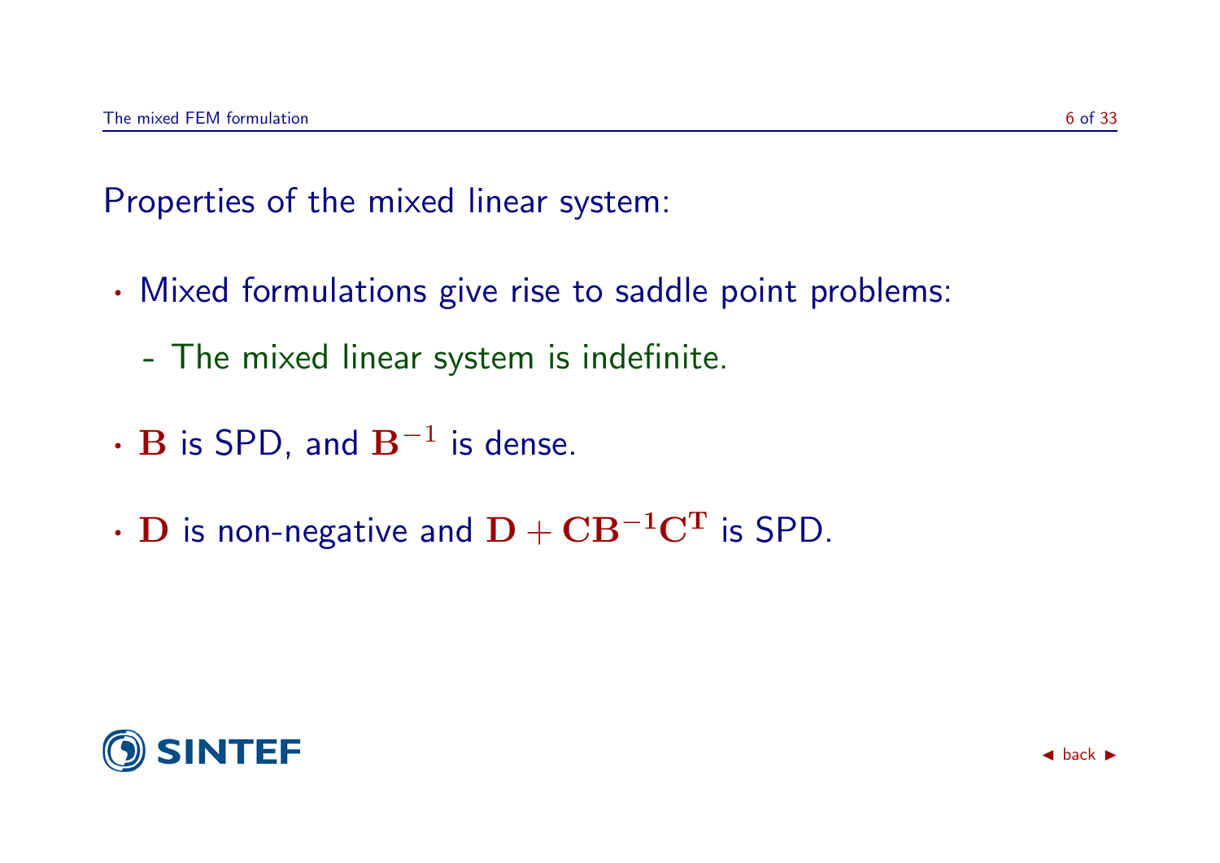Properties of the mixed linear system:

- Mixed formulations give rise to saddle point problems:
  - The mixed linear system is indefinite.
- $\mathbf{B}$ is SPD, and $\mathbf{B}^{-1}$ is dense.
- $\mathbf{D}$ is non-negative and $\mathbf{D} + \mathbf{C}\mathbf{B}^{-1}\mathbf{C}^{\mathbf{T}}$ is SPD.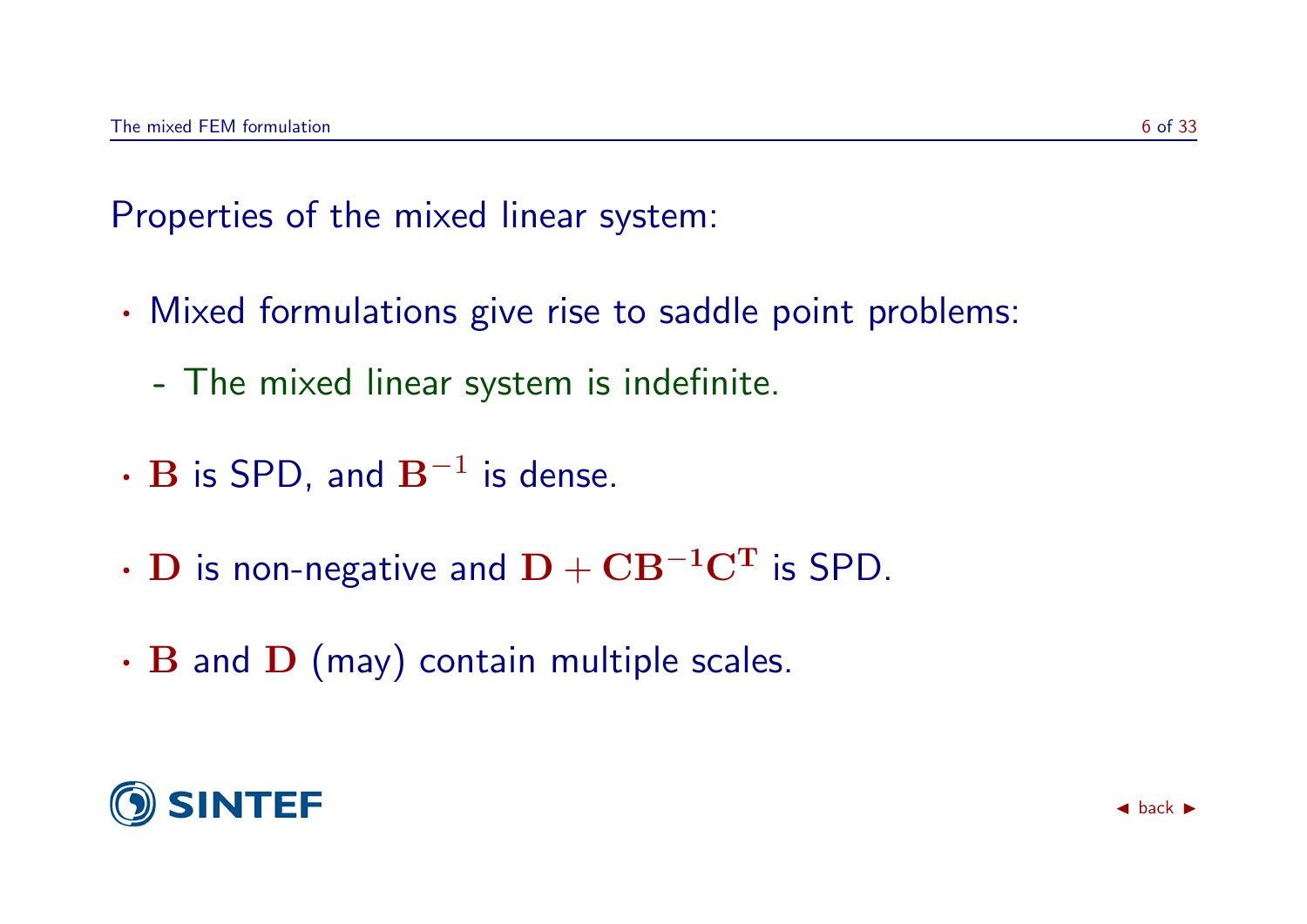Properties of the mixed linear system:

- Mixed formulations give rise to saddle point problems:
  - The mixed linear system is indefinite.
- $\mathbf{B}$ is SPD, and $\mathbf{B}^{-1}$ is dense.
- $\mathbf{D}$ is non-negative and $\mathbf{D} + \mathbf{C}\mathbf{B}^{-1}\mathbf{C}^{\mathbf{T}}$ is SPD.
- $\mathbf{B}$ and $\mathbf{D}$ (may) contain multiple scales.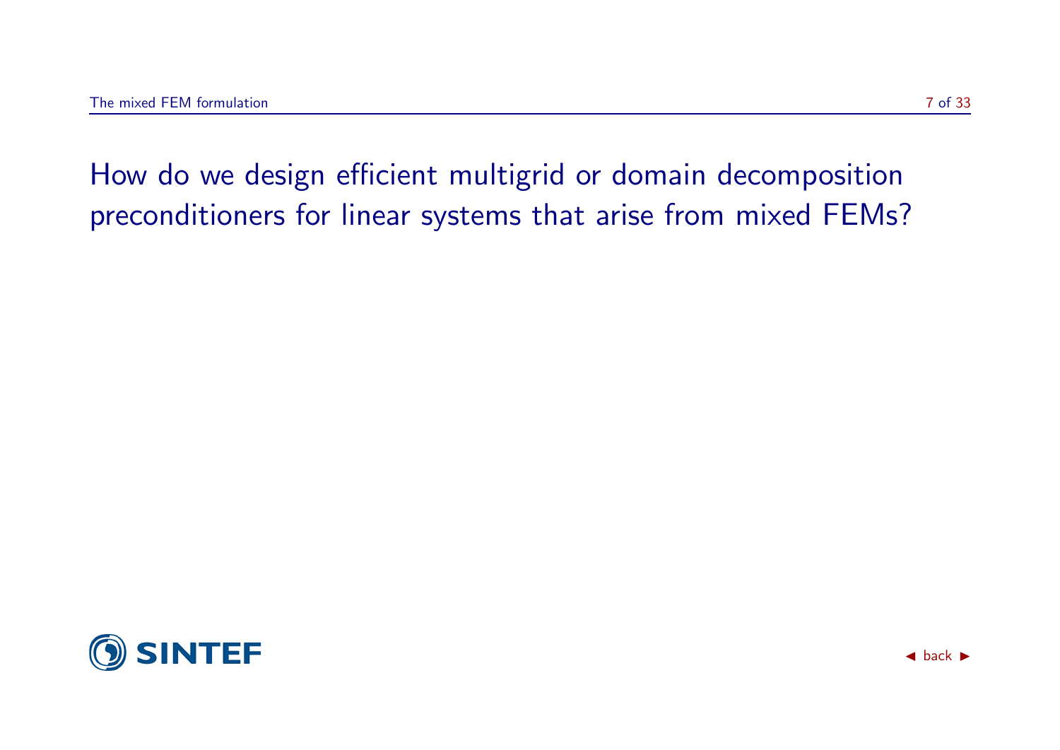How do we design efficient multigrid or domain decomposition preconditioners for linear systems that arise from mixed FEMs?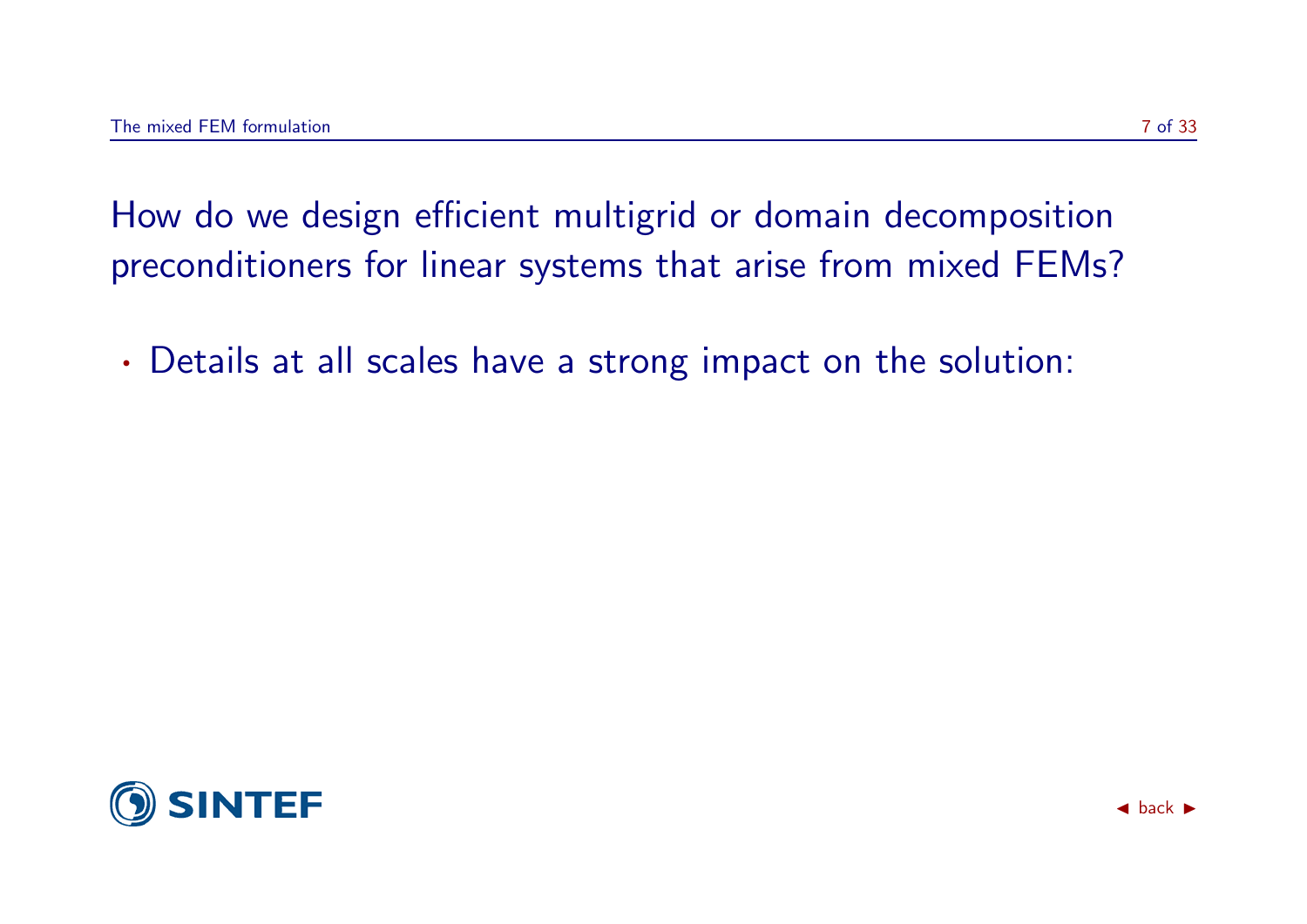How do we design efficient multigrid or domain decomposition preconditioners for linear systems that arise from mixed FEMs?

- Details at all scales have a strong impact on the solution: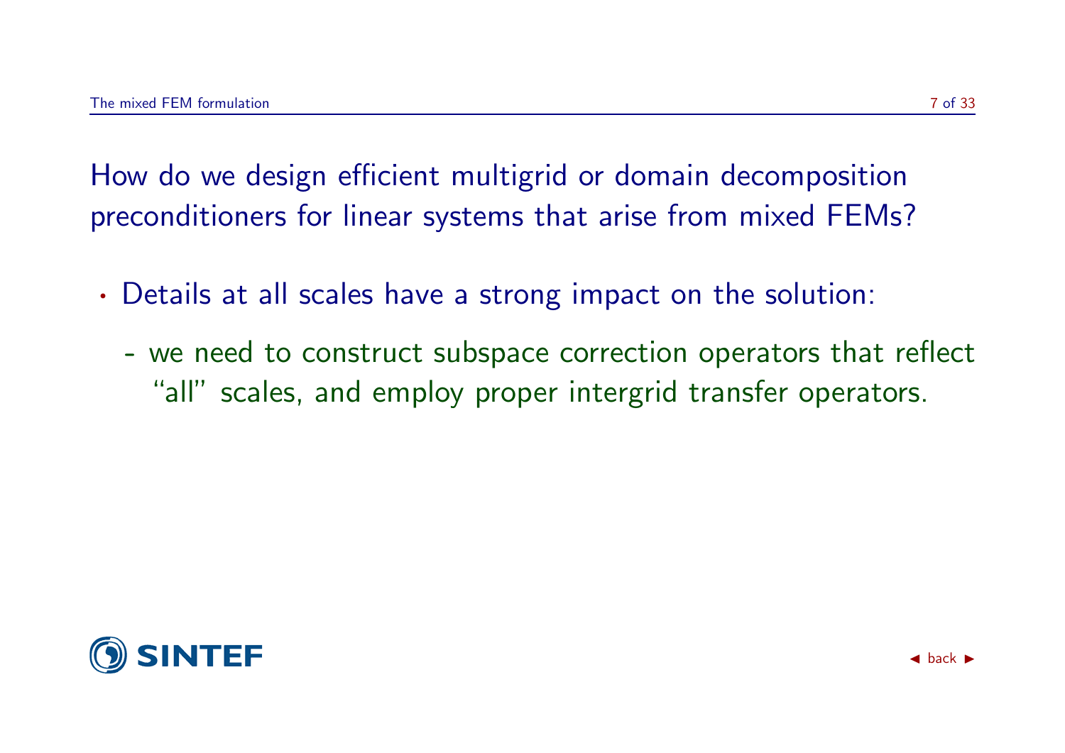How do we design efficient multigrid or domain decomposition preconditioners for linear systems that arise from mixed FEMs?

- Details at all scales have a strong impact on the solution:
  - we need to construct subspace correction operators that reflect "all" scales, and employ proper intergrid transfer operators.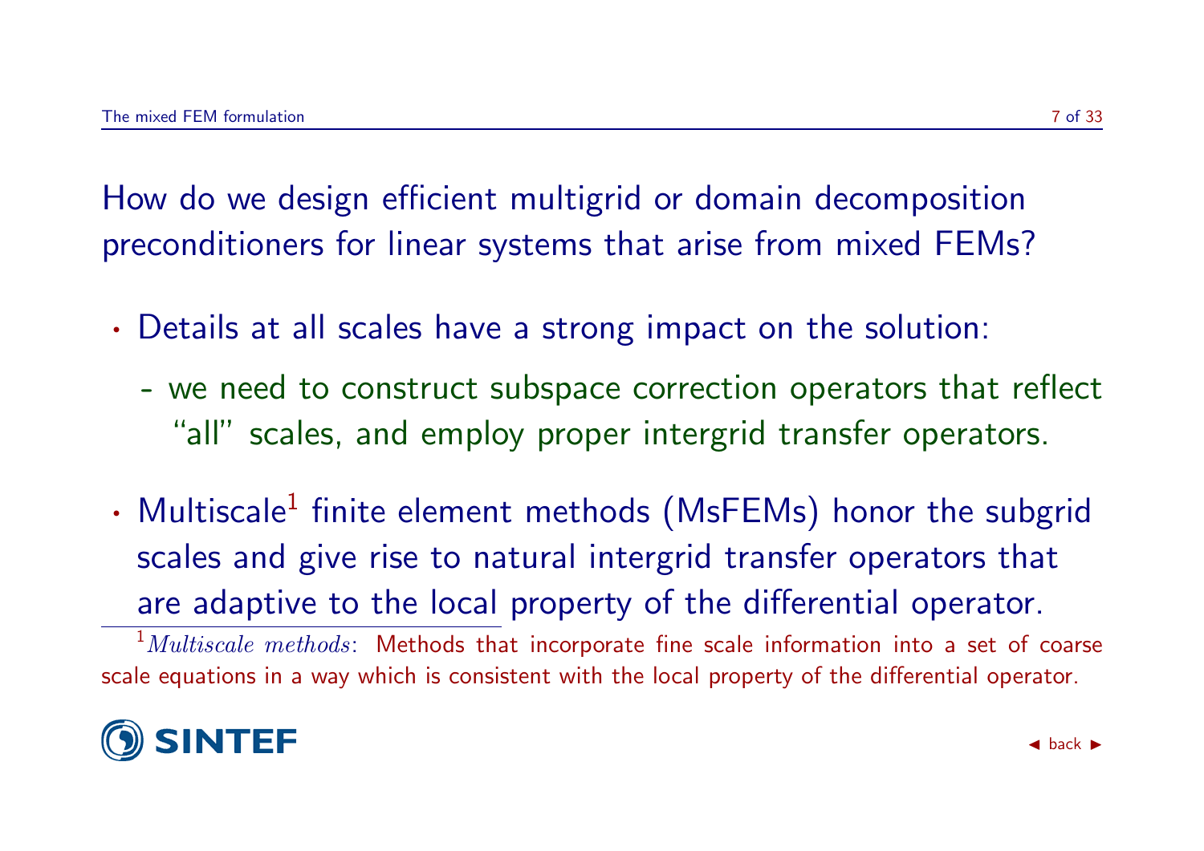How do we design efficient multigrid or domain decomposition preconditioners for linear systems that arise from mixed FEMs?

- Details at all scales have a strong impact on the solution:
  - we need to construct subspace correction operators that reflect “all” scales, and employ proper intergrid transfer operators.
- Multiscale[1] finite element methods (MsFEMs) honor the subgrid scales and give rise to natural intergrid transfer operators that are adaptive to the local property of the differential operator.

[1] *Multiscale methods*: Methods that incorporate fine scale information into a set of coarse scale equations in a way which is consistent with the local property of the differential operator.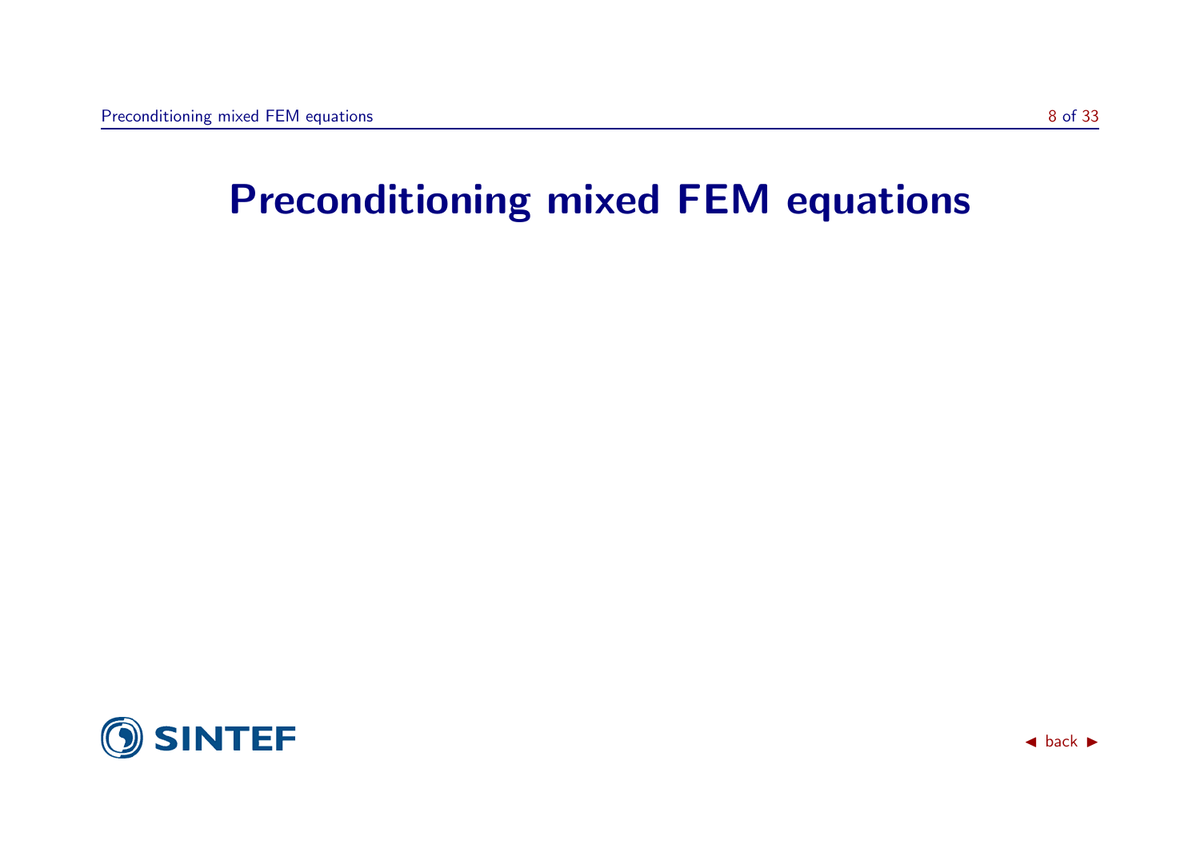# Preconditioning mixed FEM equations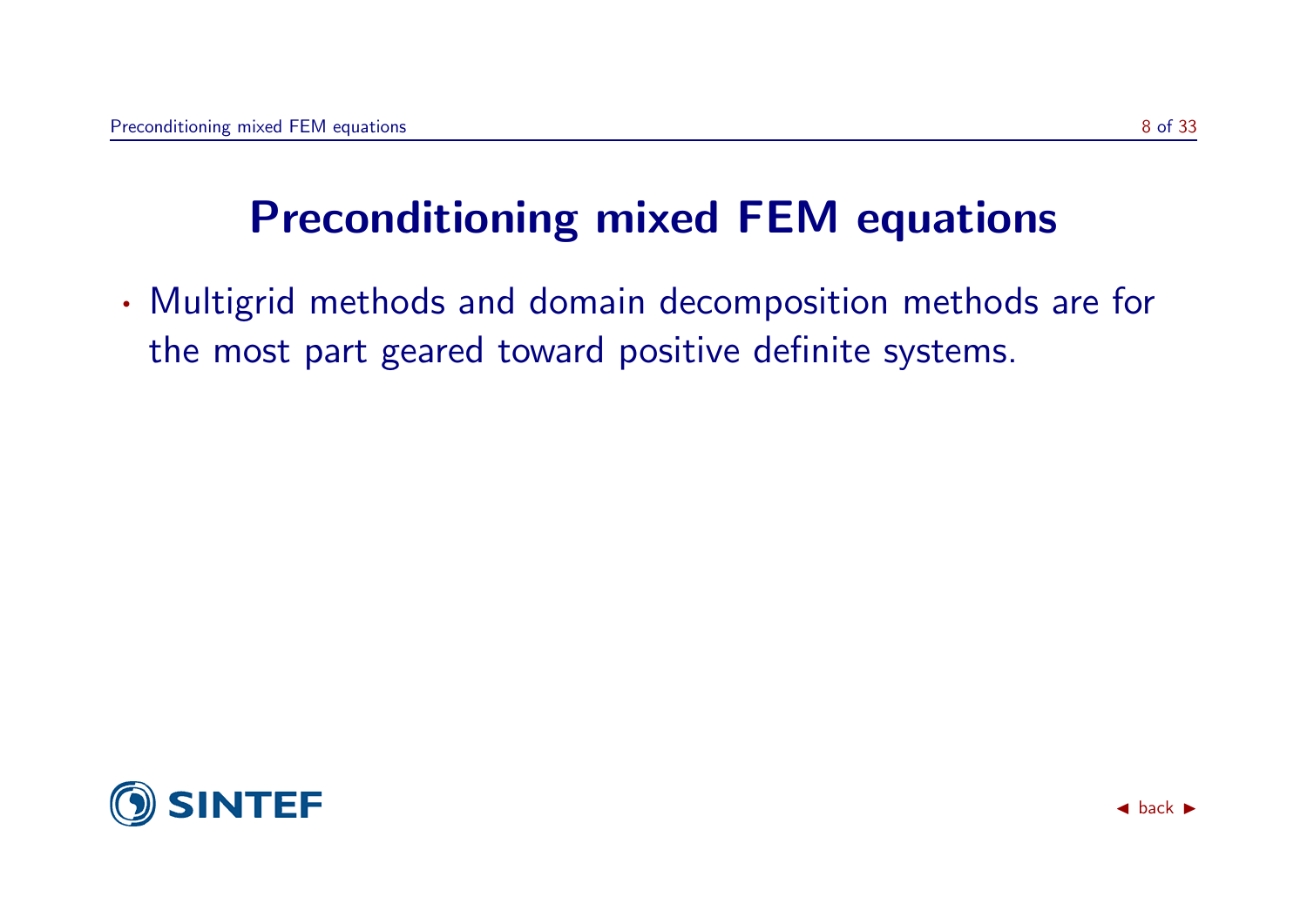# Preconditioning mixed FEM equations

- Multigrid methods and domain decomposition methods are for the most part geared toward positive definite systems.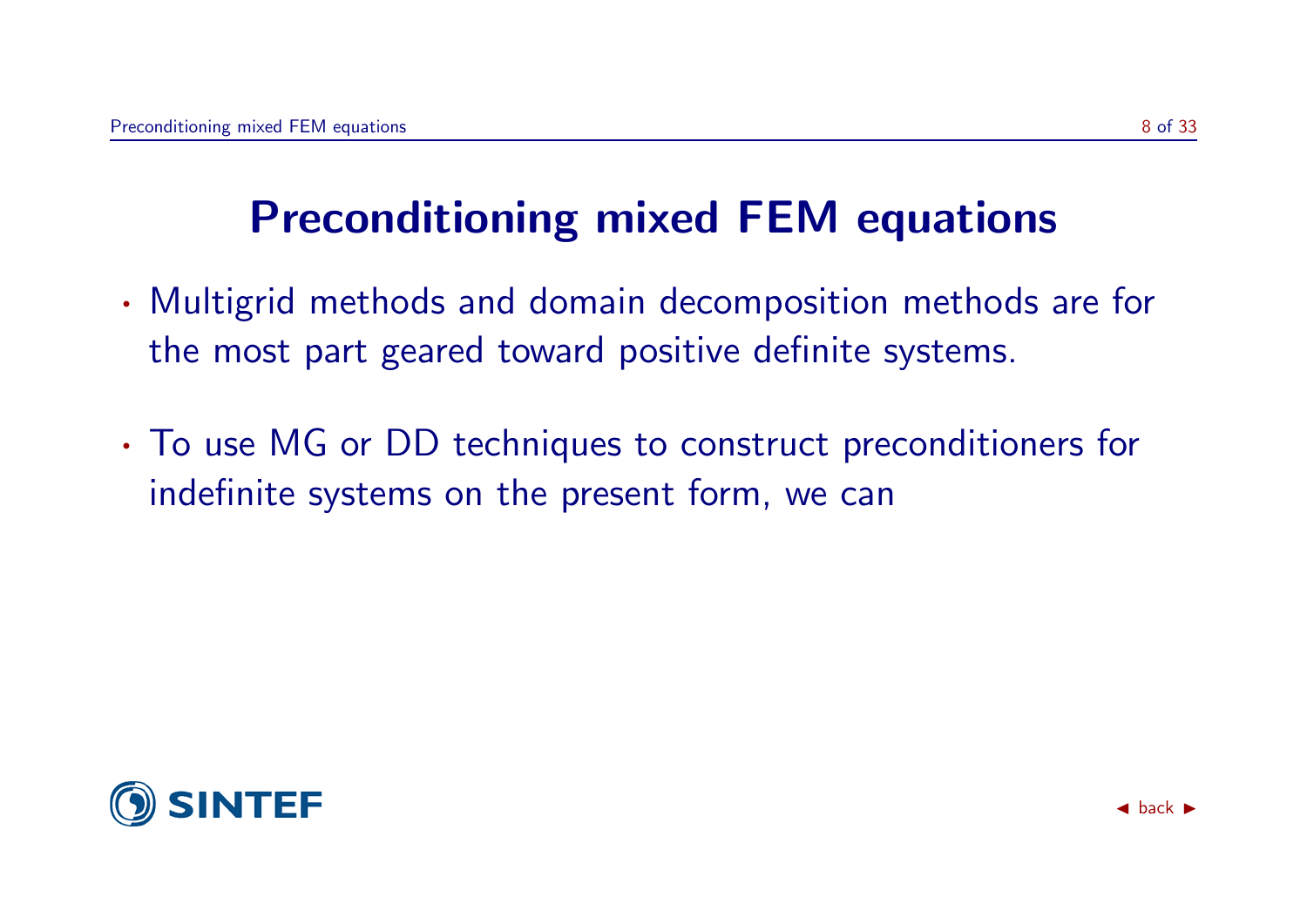# Preconditioning mixed FEM equations

- Multigrid methods and domain decomposition methods are for the most part geared toward positive definite systems.
- To use MG or DD techniques to construct preconditioners for indefinite systems on the present form, we can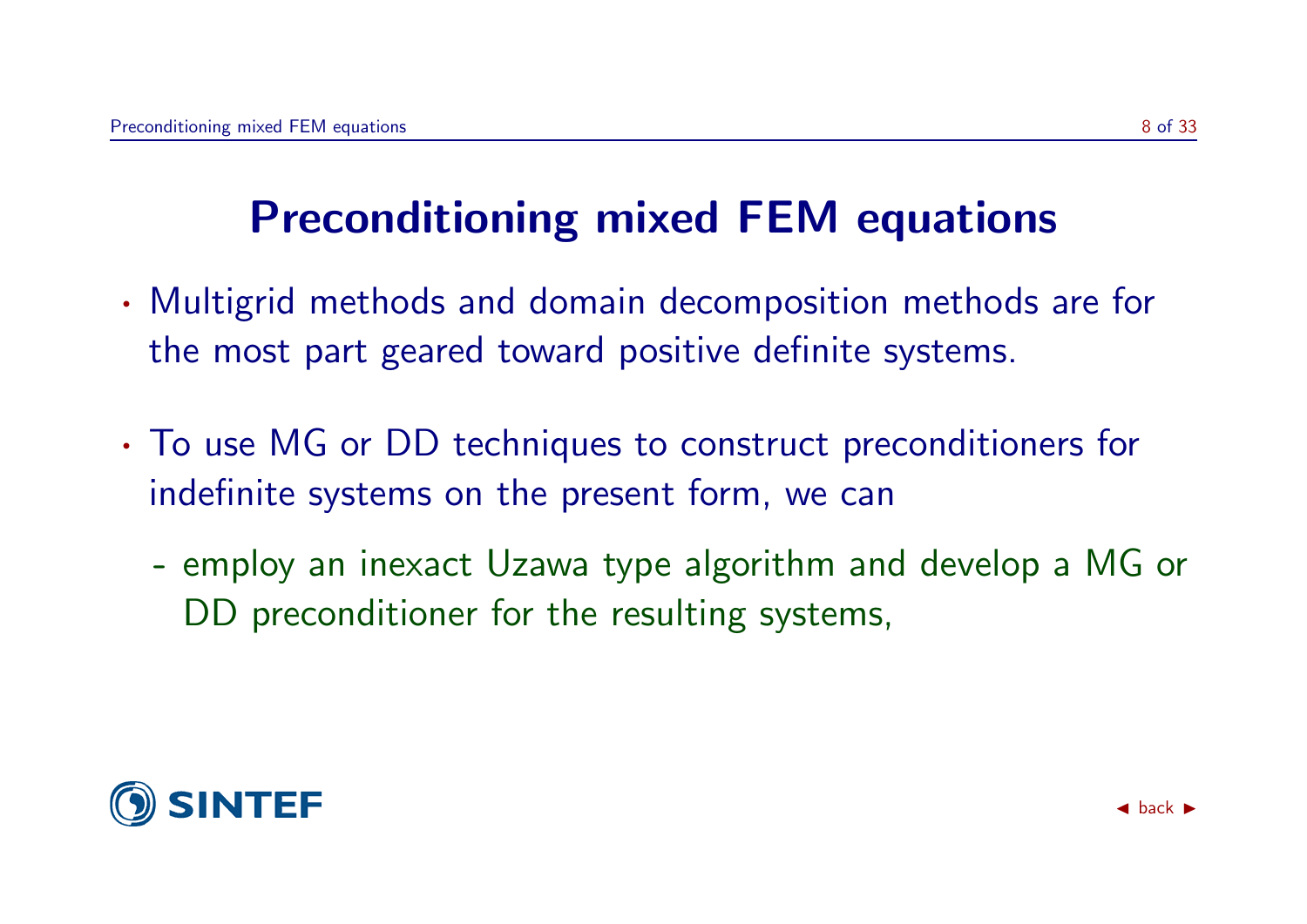# Preconditioning mixed FEM equations

- Multigrid methods and domain decomposition methods are for the most part geared toward positive definite systems.

- To use MG or DD techniques to construct preconditioners for indefinite systems on the present form, we can

  - employ an inexact Uzawa type algorithm and develop a MG or DD preconditioner for the resulting systems,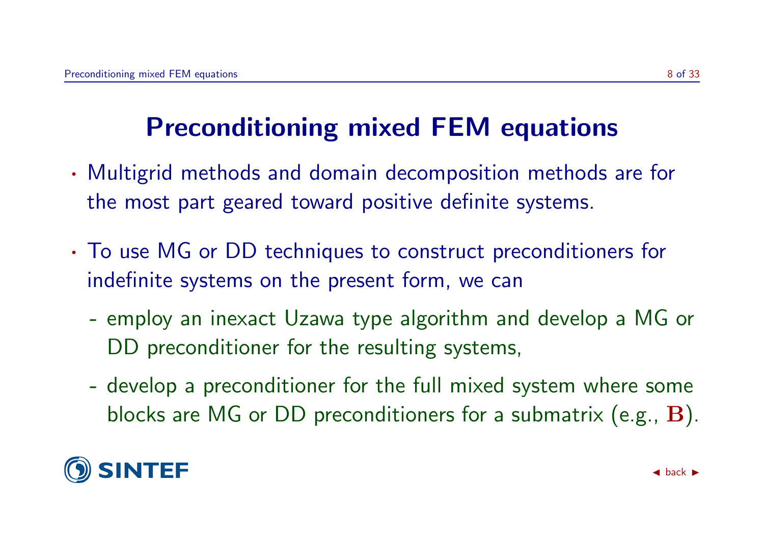# Preconditioning mixed FEM equations

- Multigrid methods and domain decomposition methods are for the most part geared toward positive definite systems.
- To use MG or DD techniques to construct preconditioners for indefinite systems on the present form, we can
  - employ an inexact Uzawa type algorithm and develop a MG or DD preconditioner for the resulting systems,
  - develop a preconditioner for the full mixed system where some blocks are MG or DD preconditioners for a submatrix (e.g., $\mathbf{B}$).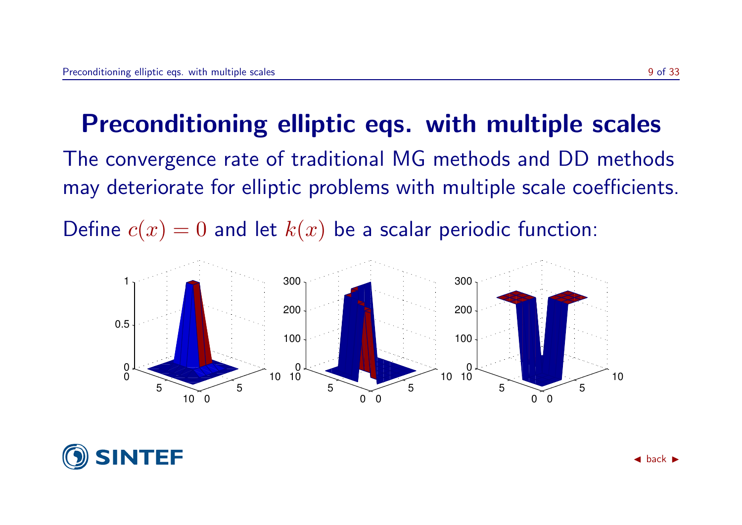# Preconditioning elliptic eqs. with multiple scales

The convergence rate of traditional MG methods and DD methods may deteriorate for elliptic problems with multiple scale coefficients.

Define $c(x) = 0$ and let $k(x)$ be a scalar periodic function: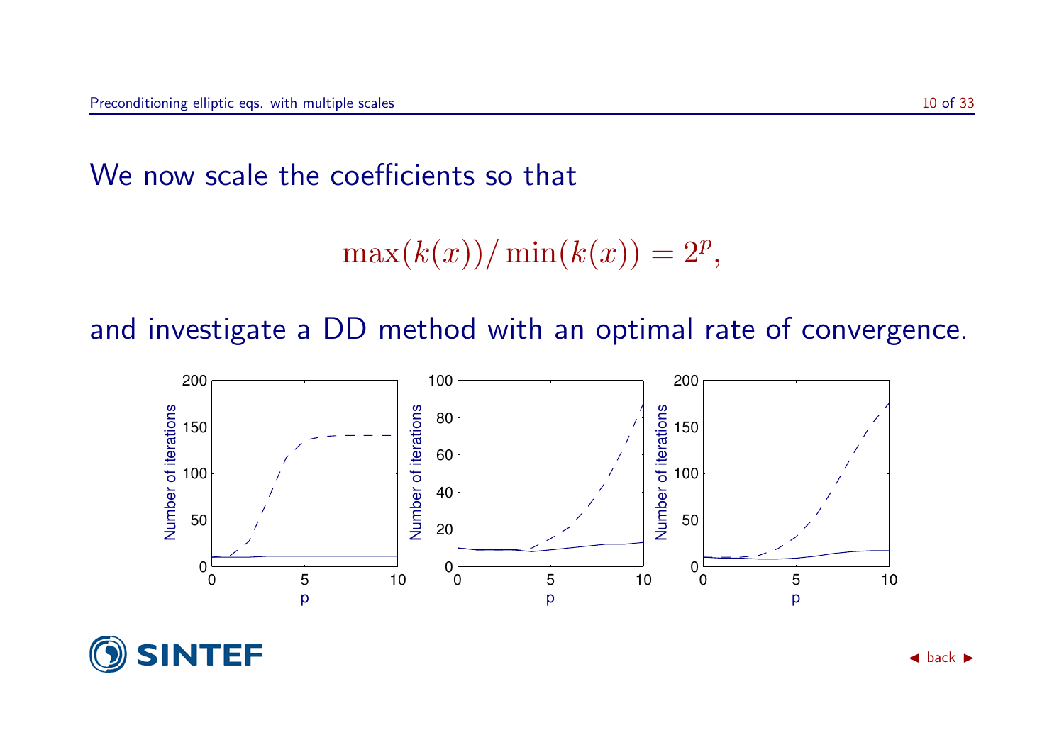We now scale the coefficients so that

$$\max(k(x))/\min(k(x)) = 2^p,$$

and investigate a DD method with an optimal rate of convergence.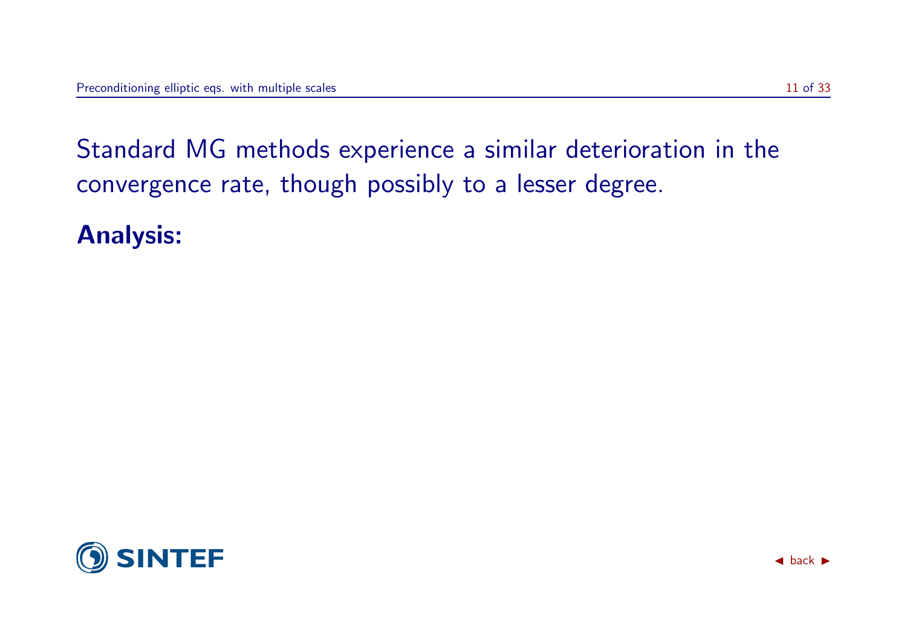Standard MG methods experience a similar deterioration in the convergence rate, though possibly to a lesser degree.

**Analysis:**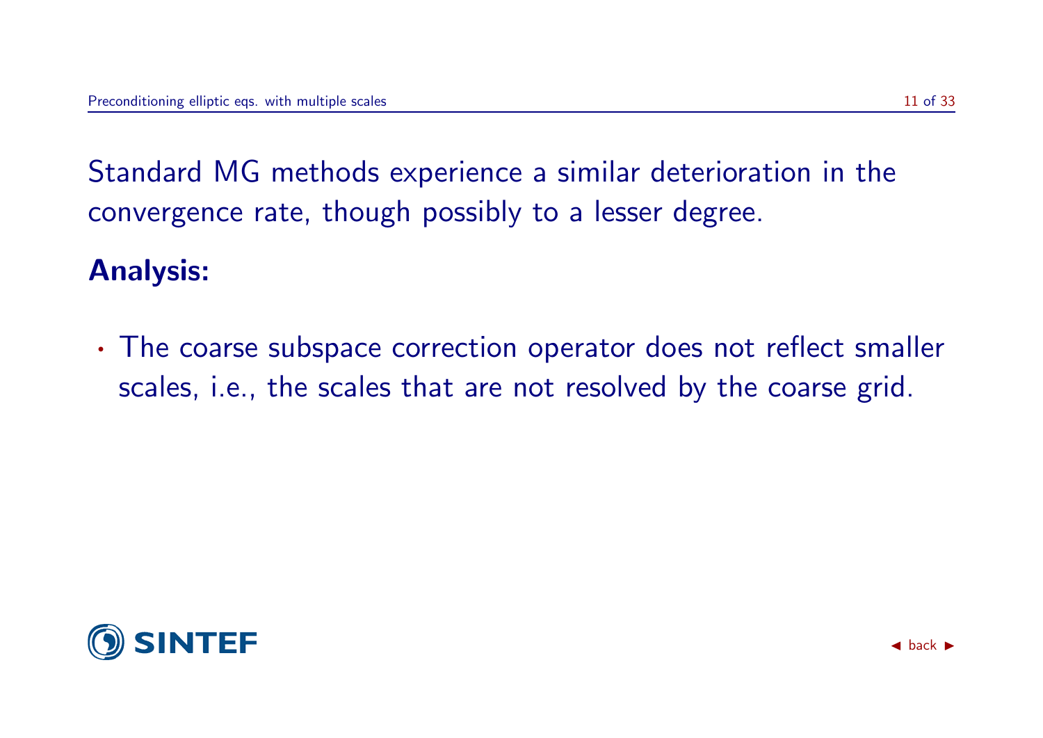Standard MG methods experience a similar deterioration in the convergence rate, though possibly to a lesser degree.

**Analysis:**

- The coarse subspace correction operator does not reflect smaller scales, i.e., the scales that are not resolved by the coarse grid.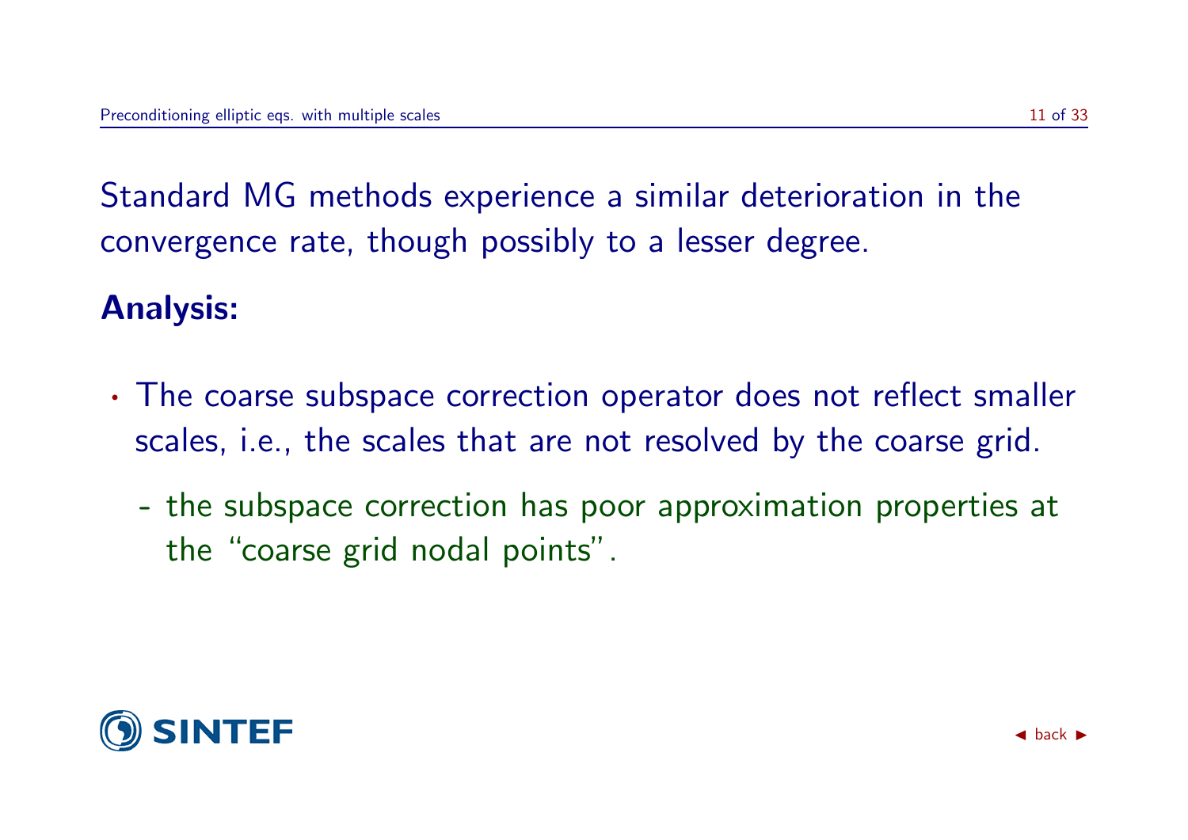Standard MG methods experience a similar deterioration in the convergence rate, though possibly to a lesser degree.

**Analysis:**

- The coarse subspace correction operator does not reflect smaller scales, i.e., the scales that are not resolved by the coarse grid.
  - the subspace correction has poor approximation properties at the “coarse grid nodal points”.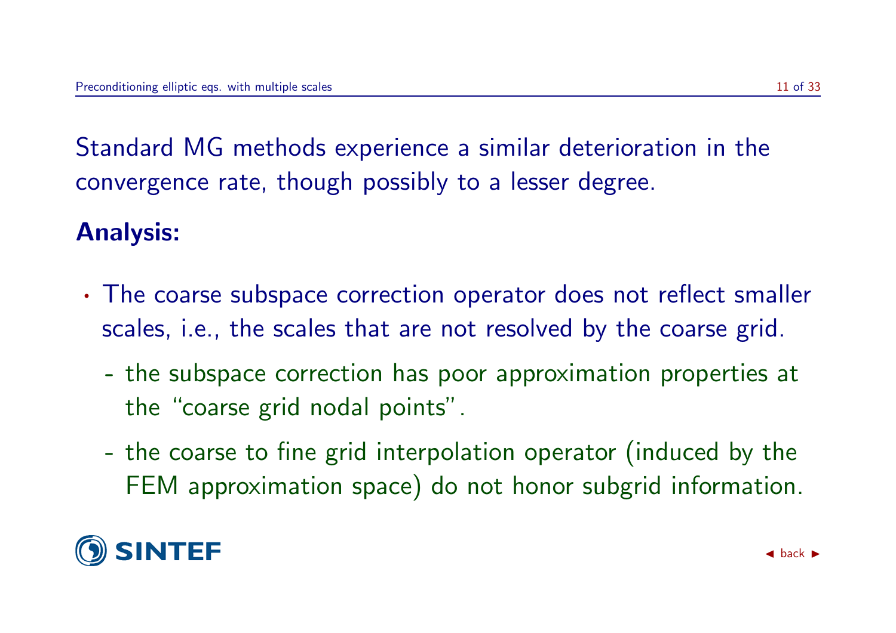Standard MG methods experience a similar deterioration in the convergence rate, though possibly to a lesser degree.

**Analysis:**

- The coarse subspace correction operator does not reflect smaller scales, i.e., the scales that are not resolved by the coarse grid.
  - the subspace correction has poor approximation properties at the "coarse grid nodal points".
  - the coarse to fine grid interpolation operator (induced by the FEM approximation space) do not honor subgrid information.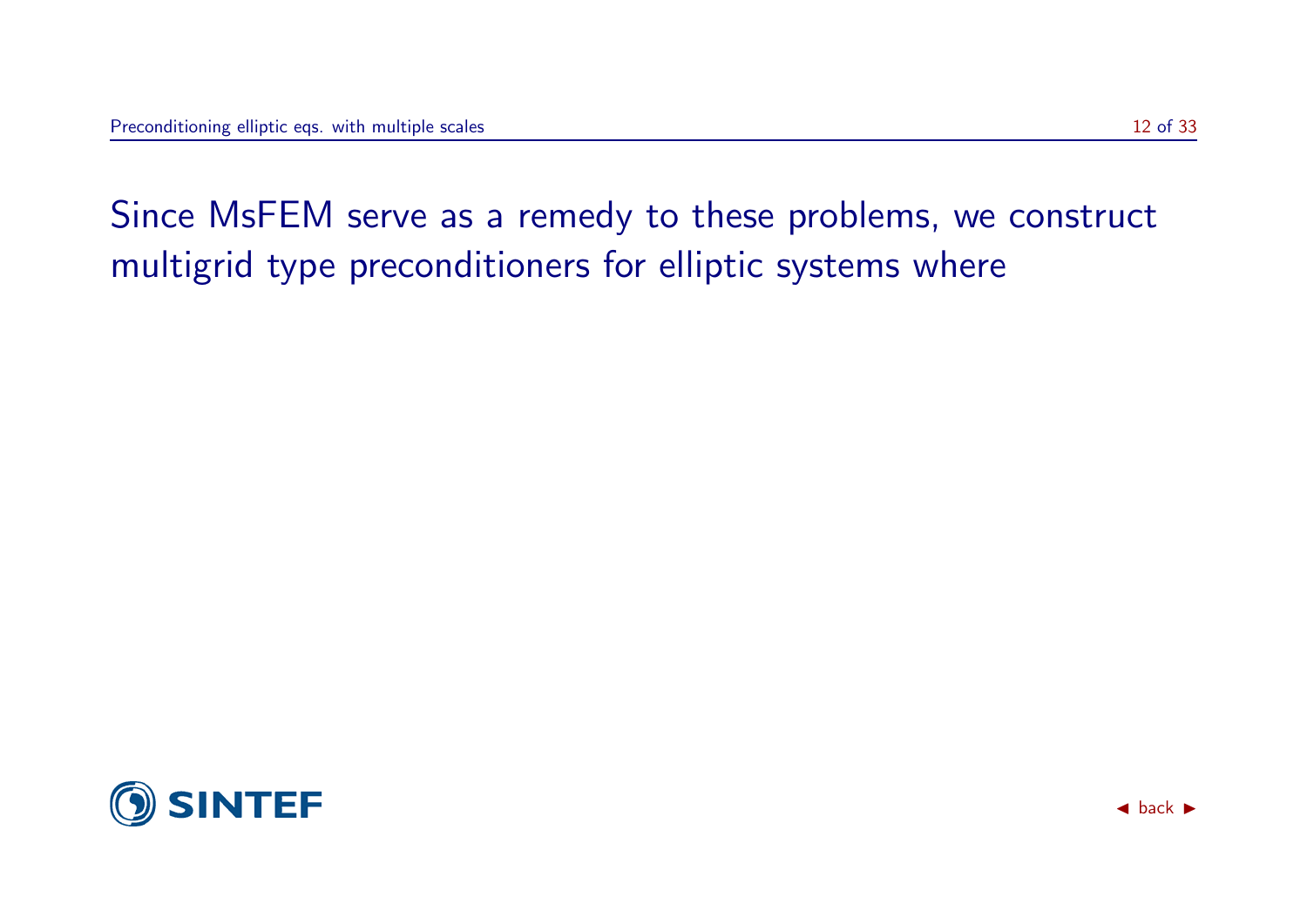Since MsFEM serve as a remedy to these problems, we construct multigrid type preconditioners for elliptic systems where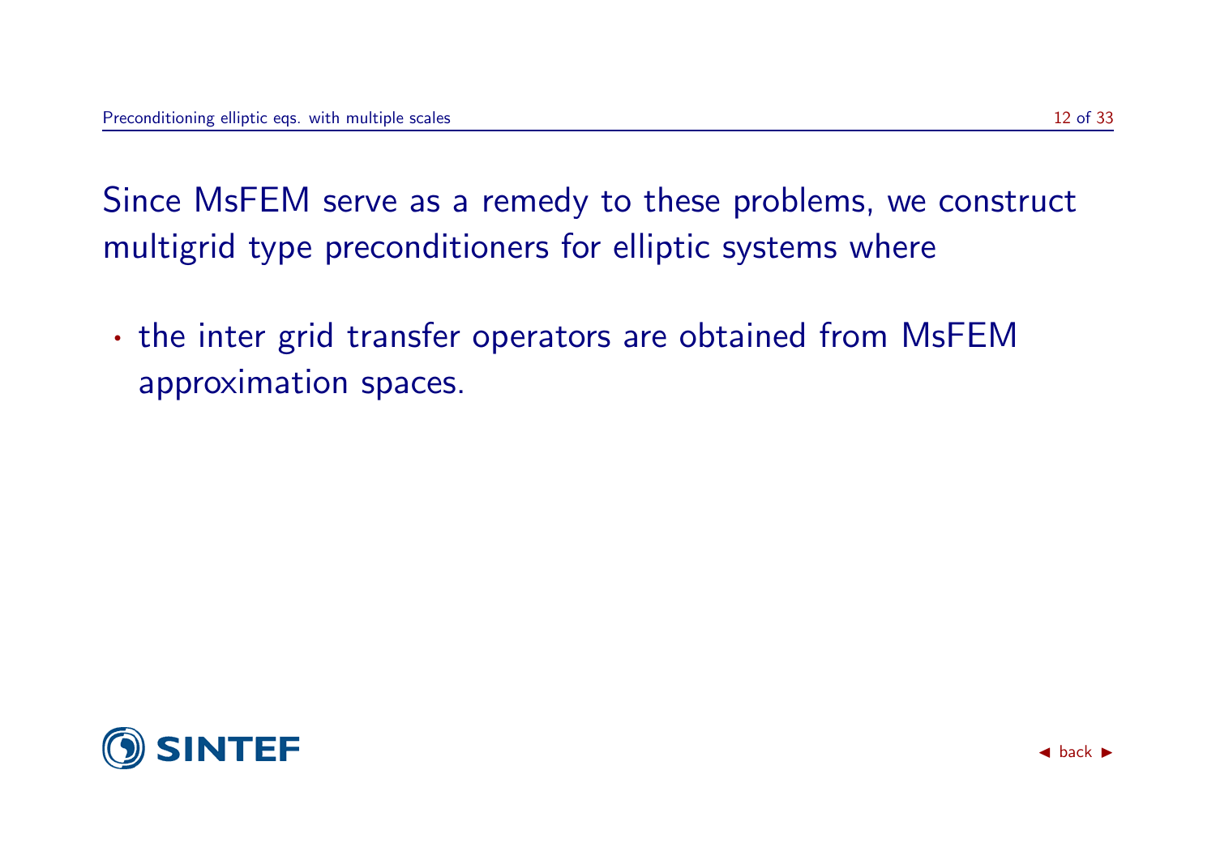Since MsFEM serve as a remedy to these problems, we construct multigrid type preconditioners for elliptic systems where

- the inter grid transfer operators are obtained from MsFEM approximation spaces.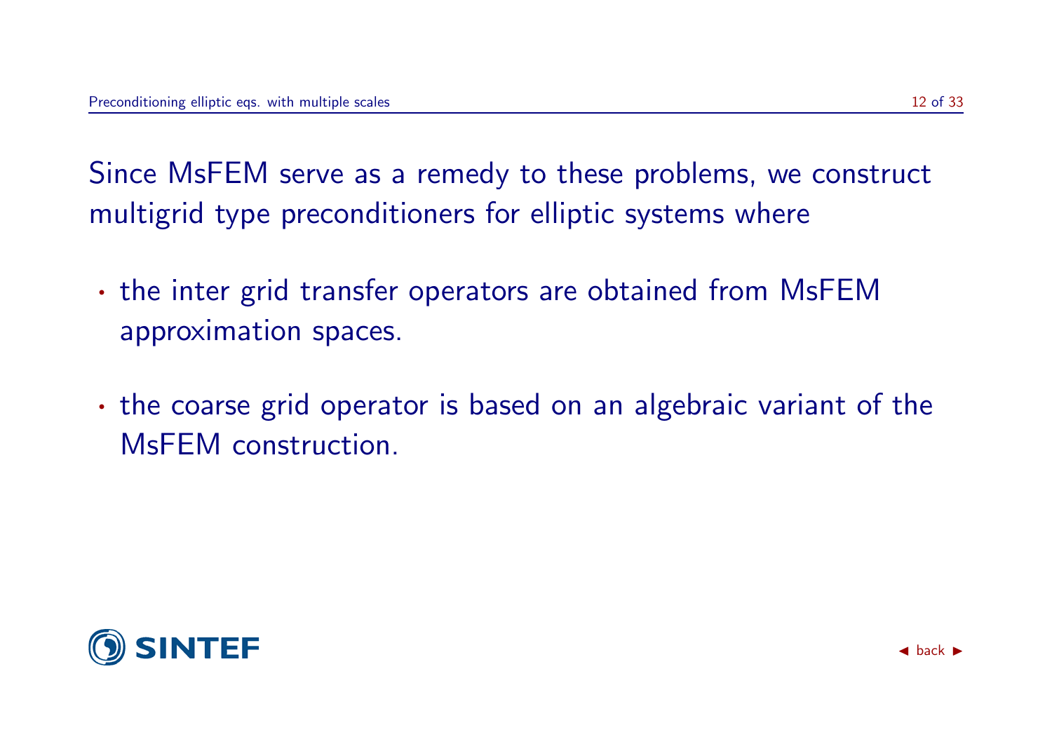Since MsFEM serve as a remedy to these problems, we construct multigrid type preconditioners for elliptic systems where

- the inter grid transfer operators are obtained from MsFEM approximation spaces.
- the coarse grid operator is based on an algebraic variant of the MsFEM construction.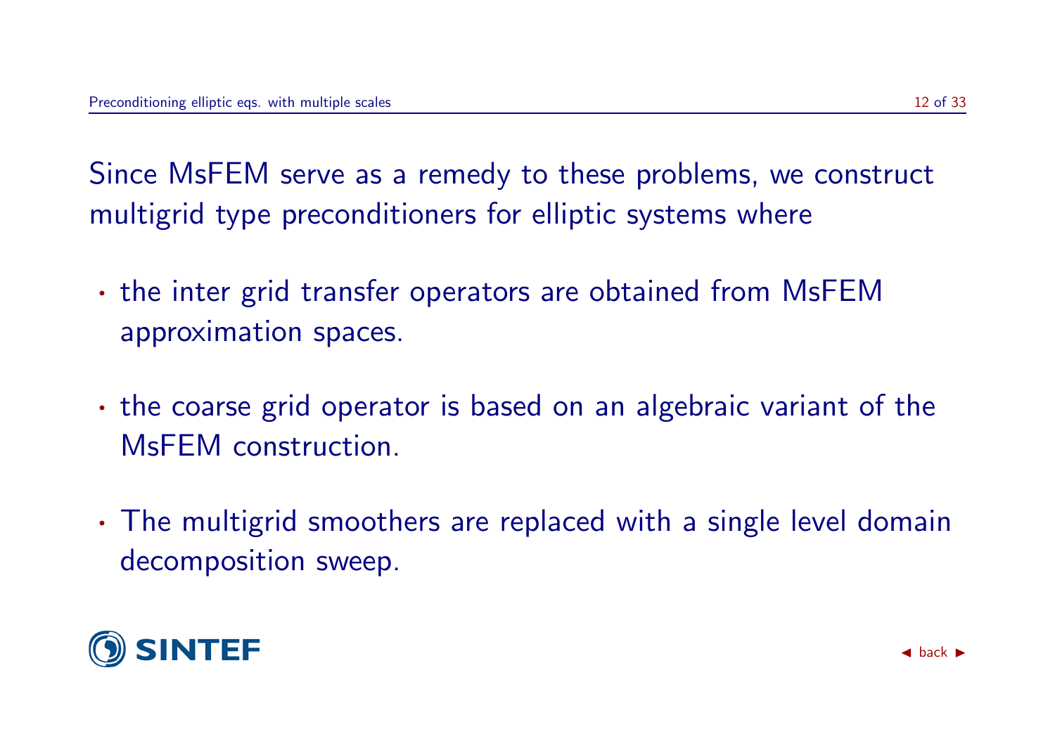Since MsFEM serve as a remedy to these problems, we construct multigrid type preconditioners for elliptic systems where

- the inter grid transfer operators are obtained from MsFEM approximation spaces.
- the coarse grid operator is based on an algebraic variant of the MsFEM construction.
- The multigrid smoothers are replaced with a single level domain decomposition sweep.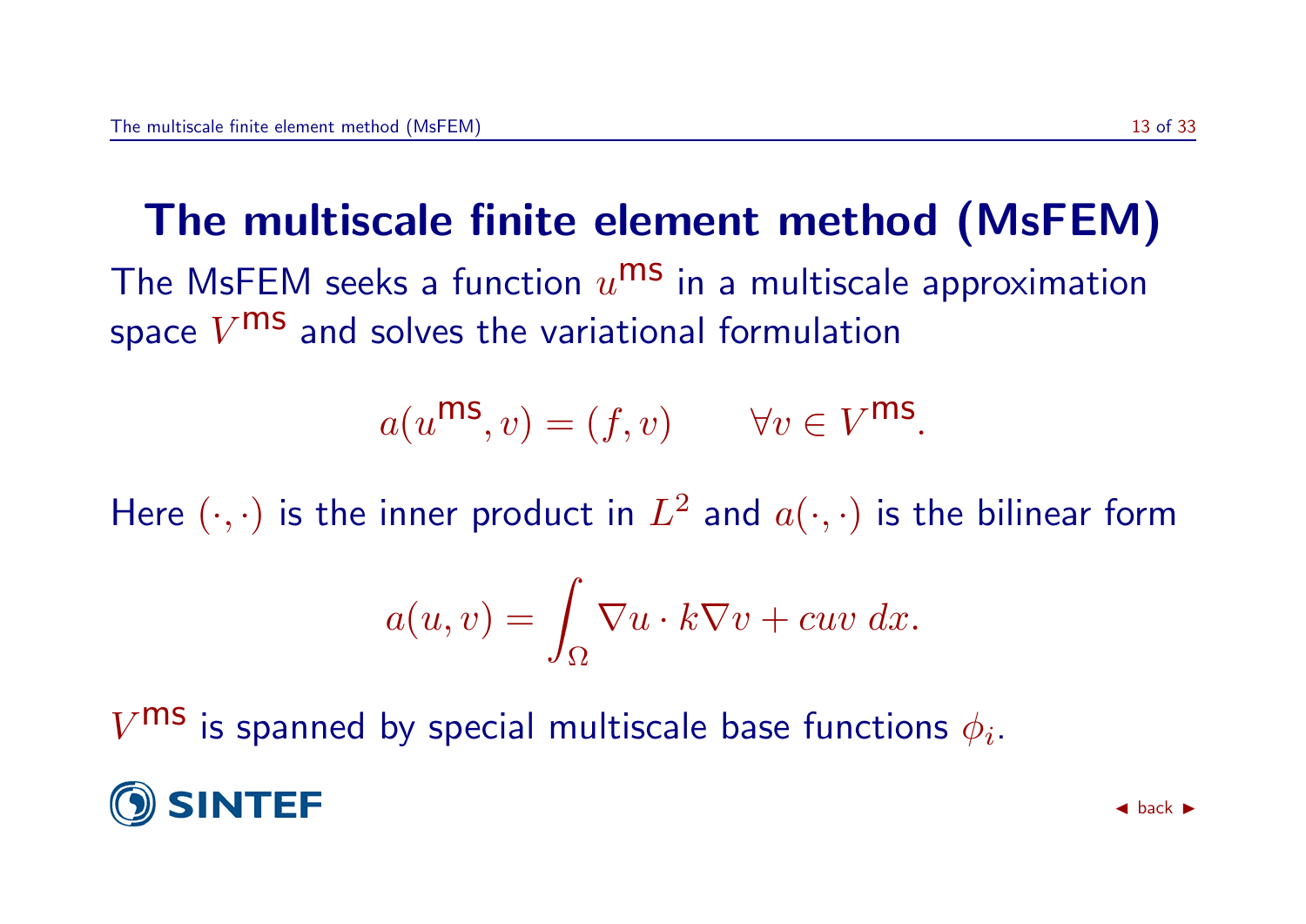# The multiscale finite element method (MsFEM)

The MsFEM seeks a function $u^{\text{ms}}$ in a multiscale approximation space $V^{\text{ms}}$ and solves the variational formulation

$$a(u^{\text{ms}}, v) = (f, v) \qquad \forall v \in V^{\text{ms}}.$$

Here $(\cdot, \cdot)$ is the inner product in $L^2$ and $a(\cdot, \cdot)$ is the bilinear form

$$a(u, v) = \int_{\Omega} \nabla u \cdot k \nabla v + cuv \, dx.$$

$V^{\text{ms}}$ is spanned by special multiscale base functions $\phi_i$.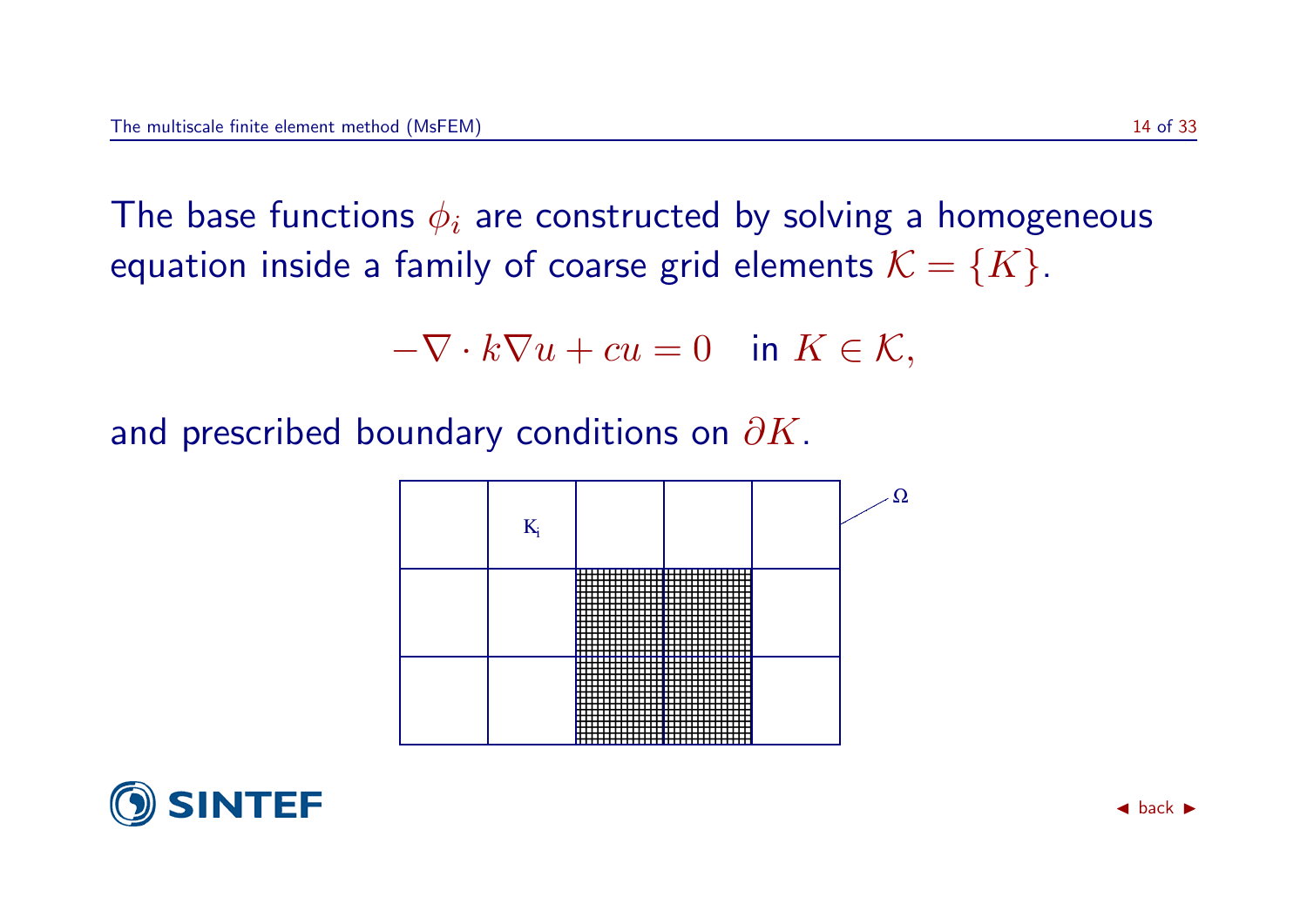The base functions $\phi_i$ are constructed by solving a homogeneous equation inside a family of coarse grid elements $\mathcal{K} = \{K\}$.

$$-\nabla \cdot k\nabla u + cu = 0 \quad \text{in } K \in \mathcal{K},$$

and prescribed boundary conditions on $\partial K$.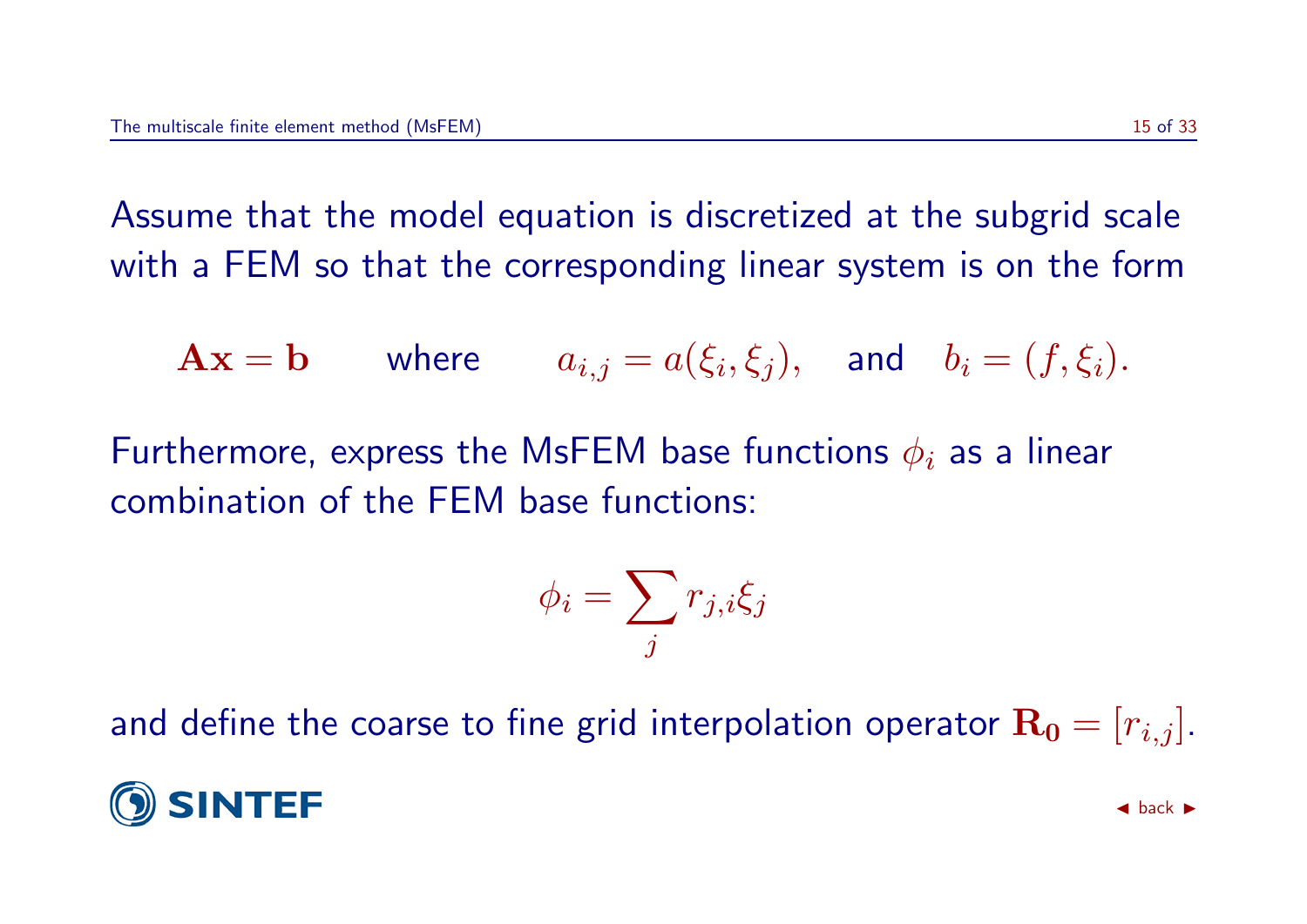Assume that the model equation is discretized at the subgrid scale with a FEM so that the corresponding linear system is on the form

$$\mathbf{Ax} = \mathbf{b} \qquad \text{where} \qquad a_{i,j} = a(\xi_i, \xi_j), \quad \text{and} \quad b_i = (f, \xi_i).$$

Furthermore, express the MsFEM base functions $\phi_i$ as a linear combination of the FEM base functions:

$$\phi_i = \sum_j r_{j,i} \xi_j$$

and define the coarse to fine grid interpolation operator $\mathbf{R_0} = [r_{i,j}]$.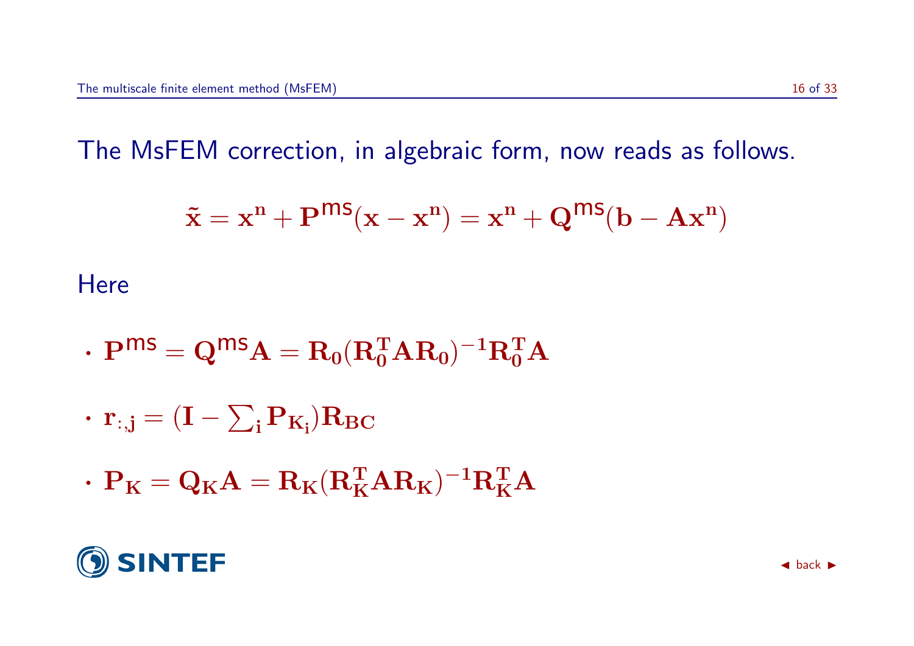The MsFEM correction, in algebraic form, now reads as follows.

$$\tilde{\mathbf{x}} = \mathbf{x^n} + \mathbf{P}^{\mathsf{ms}}(\mathbf{x} - \mathbf{x^n}) = \mathbf{x^n} + \mathbf{Q}^{\mathsf{ms}}(\mathbf{b} - \mathbf{A}\mathbf{x^n})$$

Here

- $\mathbf{P}^{\mathsf{ms}} = \mathbf{Q}^{\mathsf{ms}}\mathbf{A} = \mathbf{R_0}(\mathbf{R_0^T}\mathbf{A}\mathbf{R_0})^{-1}\mathbf{R_0^T}\mathbf{A}$
- $\mathbf{r}_{:,\mathbf{j}} = (\mathbf{I} - \sum_{\mathbf{i}} \mathbf{P}_{\mathbf{K_i}})\mathbf{R_{BC}}$
- $\mathbf{P_K} = \mathbf{Q_K}\mathbf{A} = \mathbf{R_K}(\mathbf{R_K^T}\mathbf{A}\mathbf{R_K})^{-1}\mathbf{R_K^T}\mathbf{A}$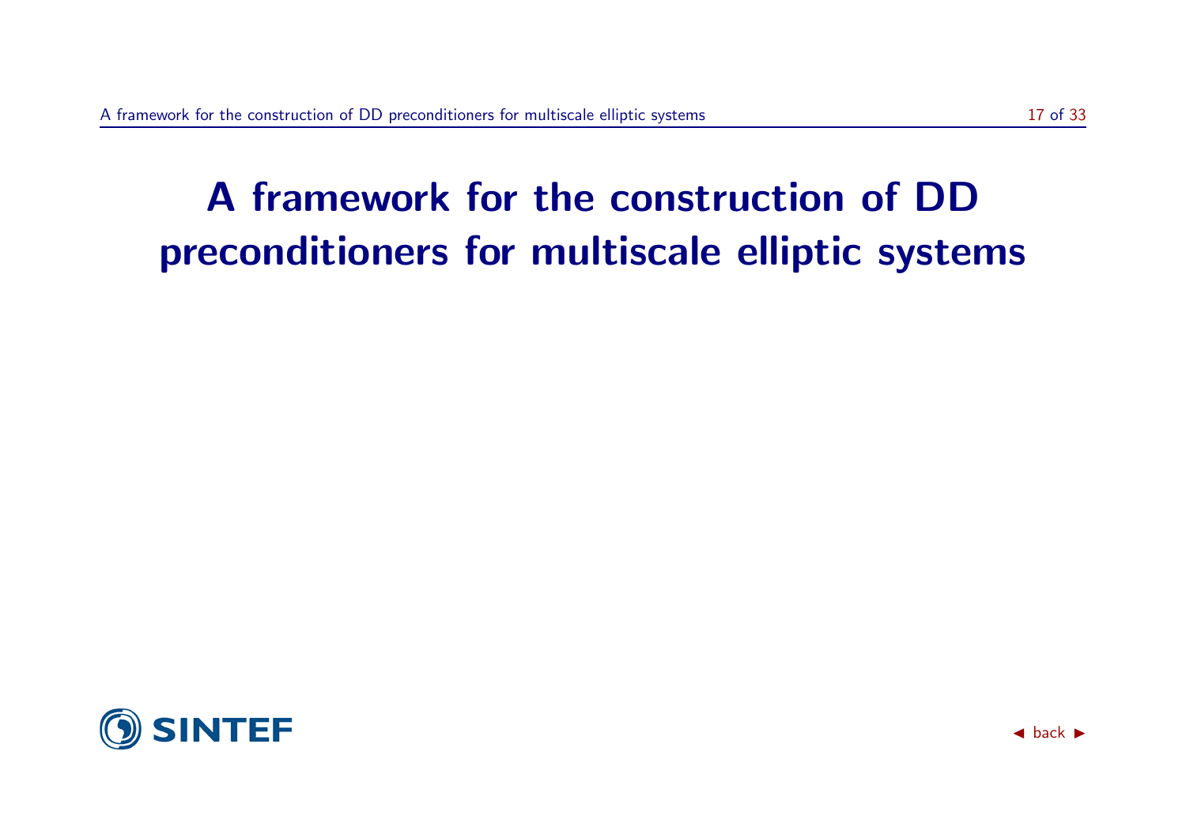# A framework for the construction of DD preconditioners for multiscale elliptic systems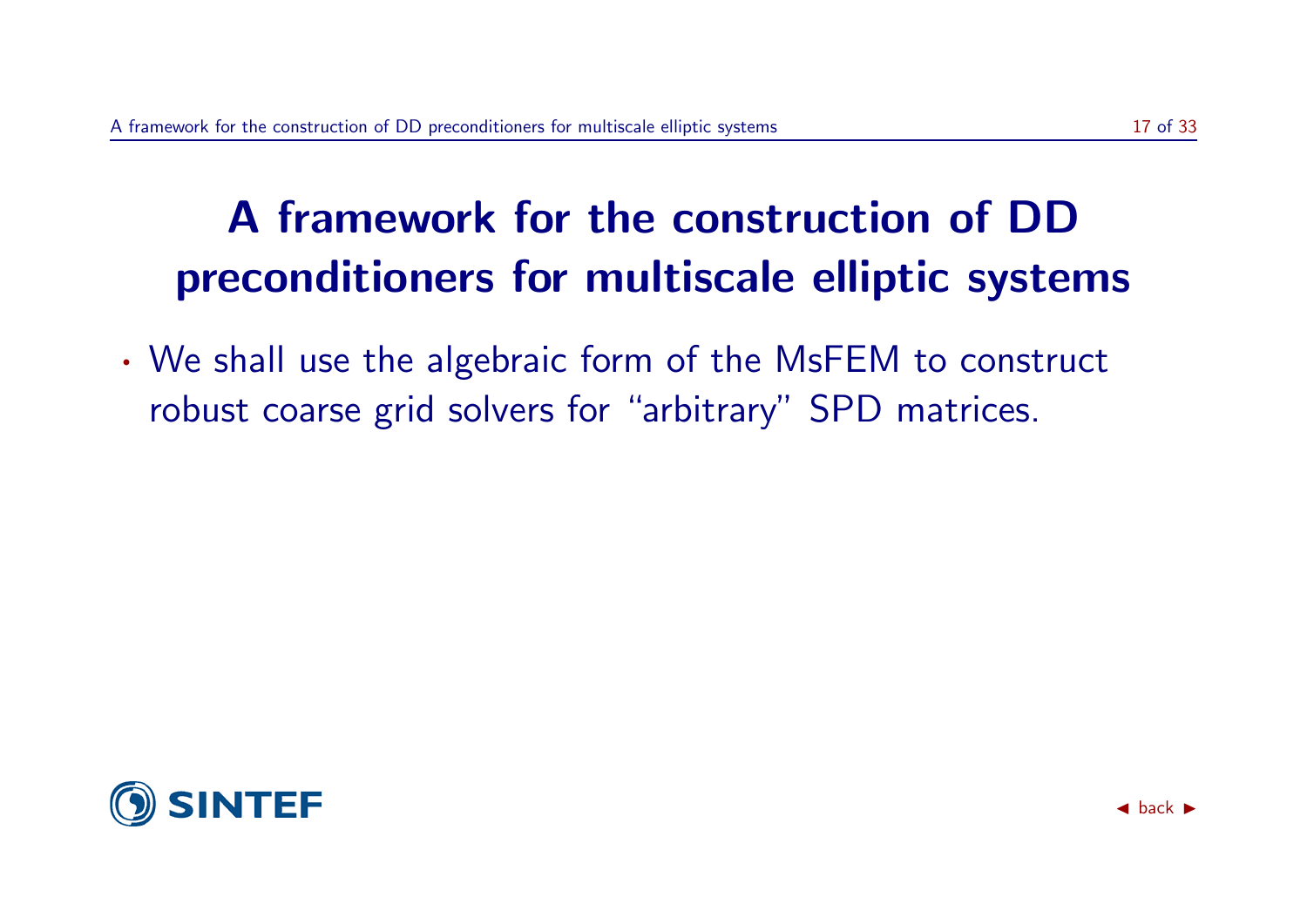# A framework for the construction of DD preconditioners for multiscale elliptic systems

- We shall use the algebraic form of the MsFEM to construct robust coarse grid solvers for "arbitrary" SPD matrices.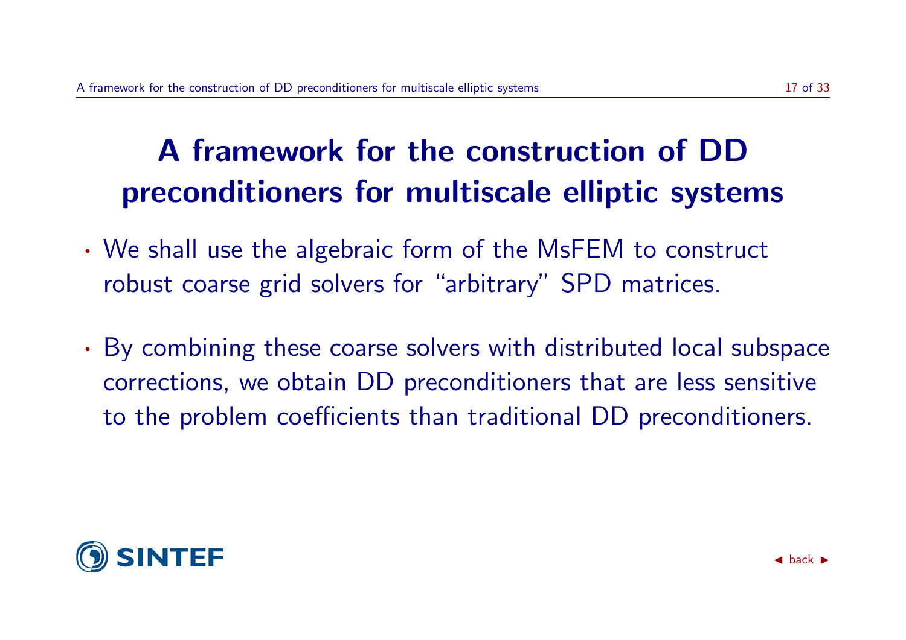# A framework for the construction of DD preconditioners for multiscale elliptic systems

- We shall use the algebraic form of the MsFEM to construct robust coarse grid solvers for "arbitrary" SPD matrices.
- By combining these coarse solvers with distributed local subspace corrections, we obtain DD preconditioners that are less sensitive to the problem coefficients than traditional DD preconditioners.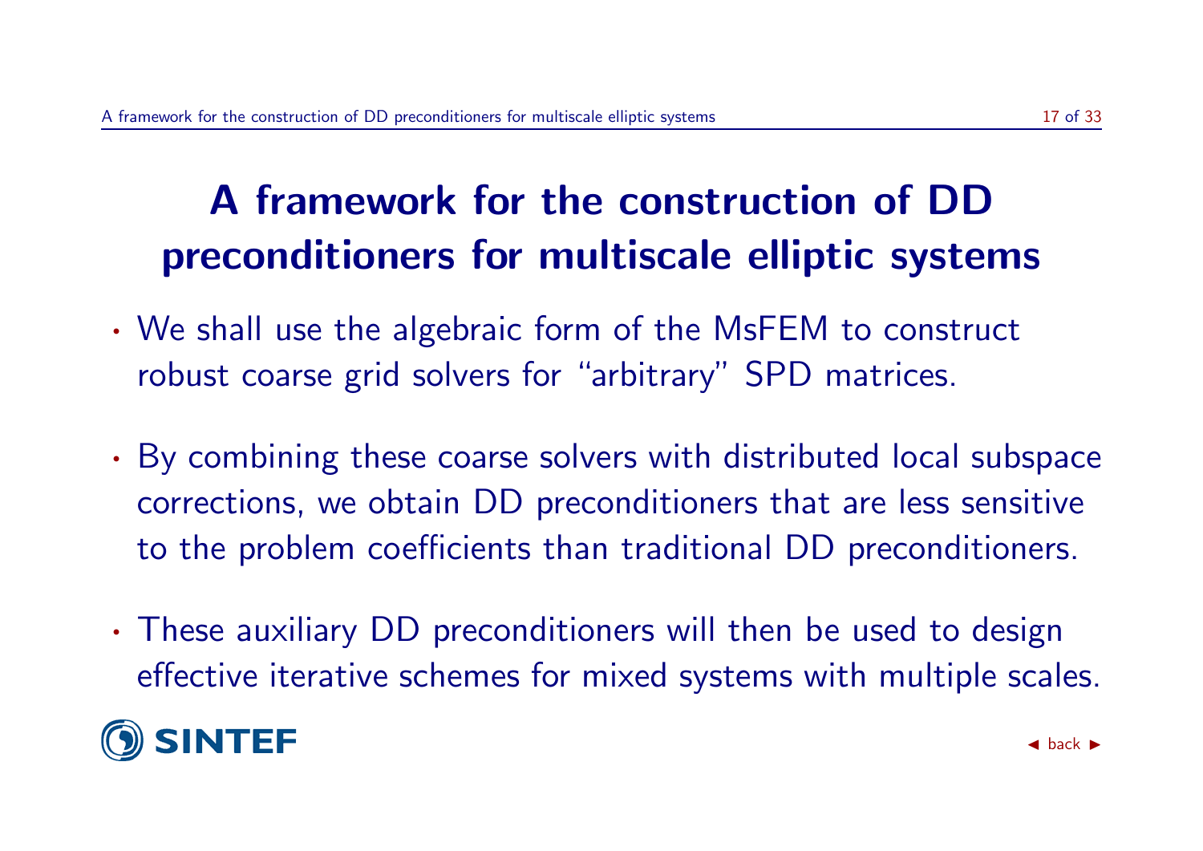# A framework for the construction of DD preconditioners for multiscale elliptic systems

- We shall use the algebraic form of the MsFEM to construct robust coarse grid solvers for "arbitrary" SPD matrices.
- By combining these coarse solvers with distributed local subspace corrections, we obtain DD preconditioners that are less sensitive to the problem coefficients than traditional DD preconditioners.
- These auxiliary DD preconditioners will then be used to design effective iterative schemes for mixed systems with multiple scales.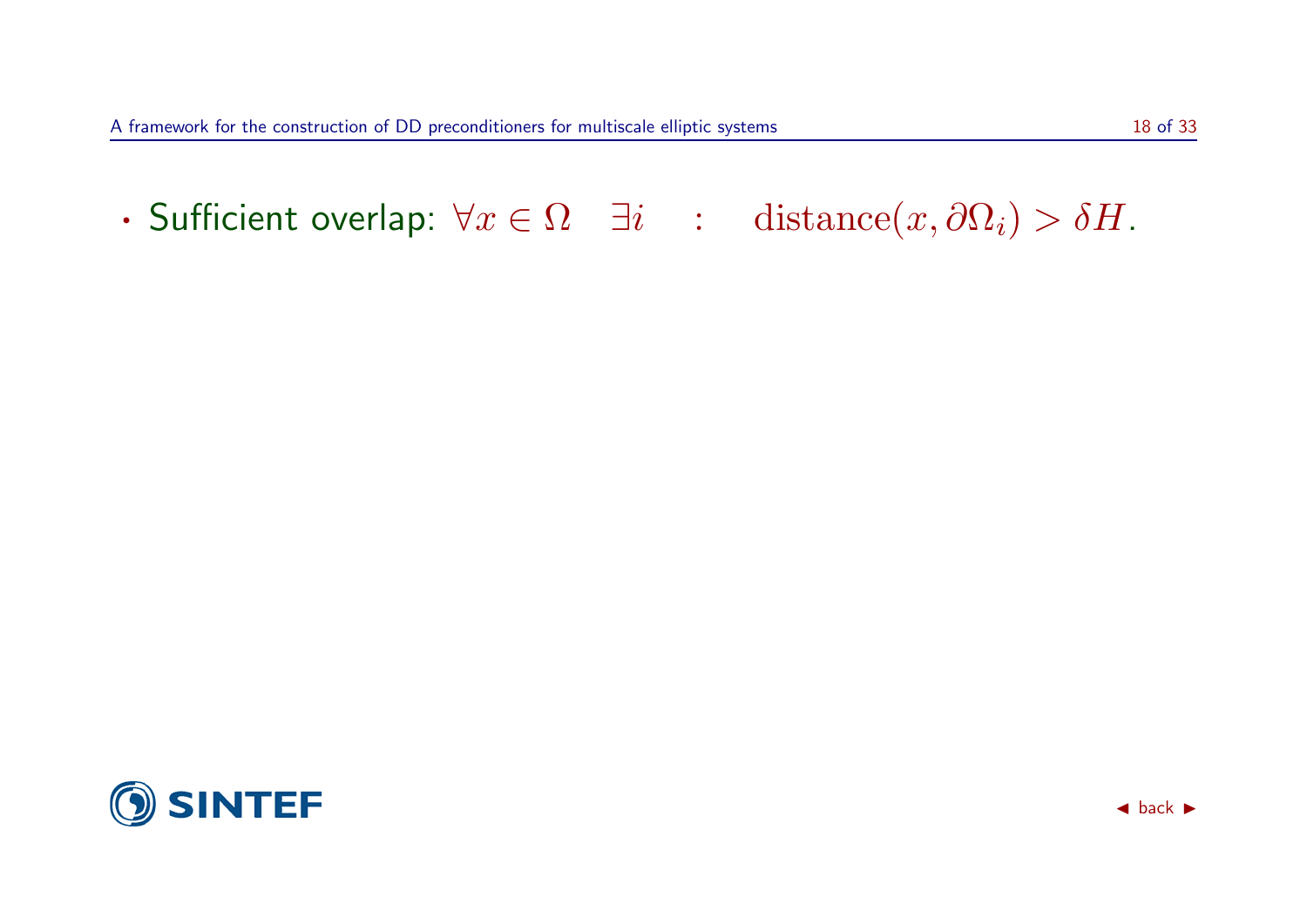- Sufficient overlap: $\forall x \in \Omega \quad \exists i \quad : \quad \text{distance}(x, \partial\Omega_i) > \delta H$.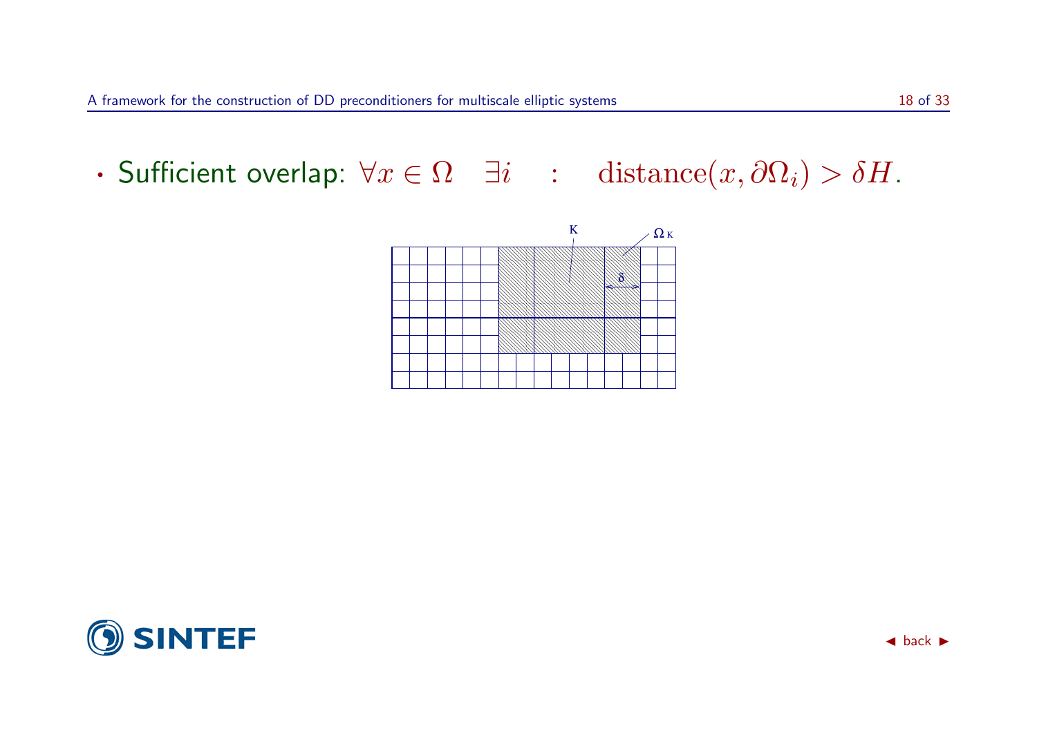- Sufficient overlap: $\forall x \in \Omega \quad \exists i \quad : \quad \text{distance}(x, \partial\Omega_i) > \delta H$.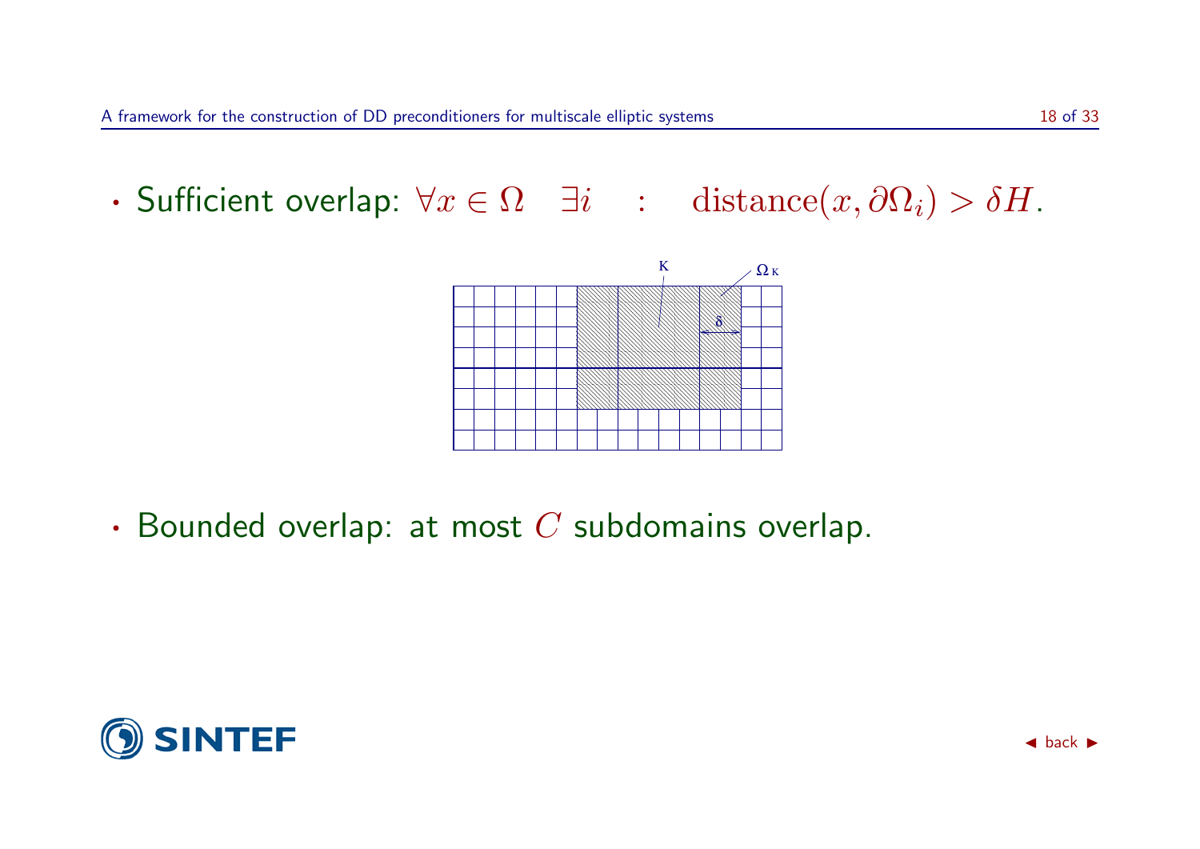- Sufficient overlap: $\forall x \in \Omega \quad \exists i \quad : \quad \text{distance}(x, \partial\Omega_i) > \delta H$.

- Bounded overlap: at most $C$ subdomains overlap.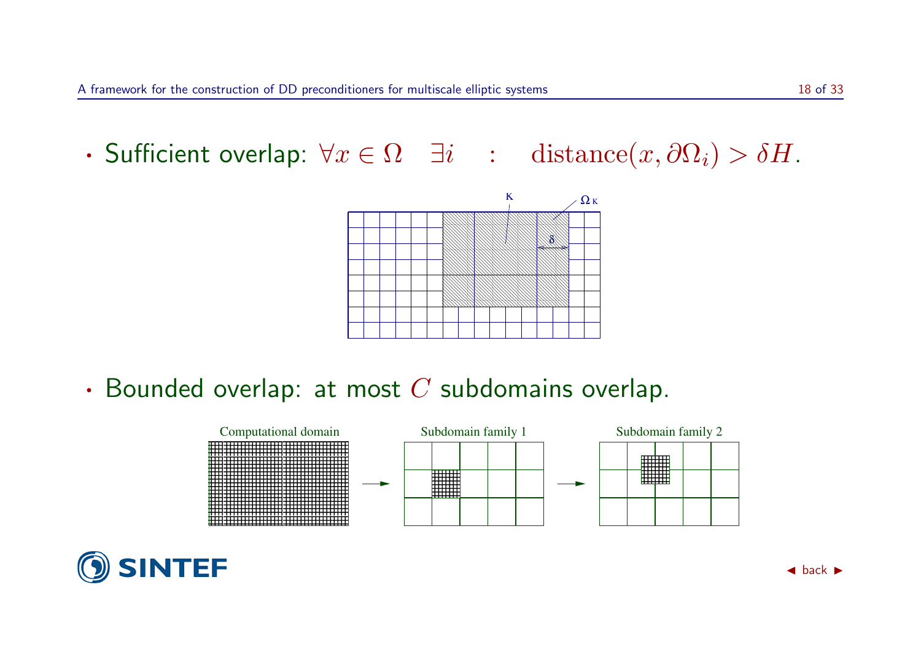- Sufficient overlap: $\forall x \in \Omega \quad \exists i \quad : \quad \mathrm{distance}(x, \partial\Omega_i) > \delta H$.

- Bounded overlap: at most $C$ subdomains overlap.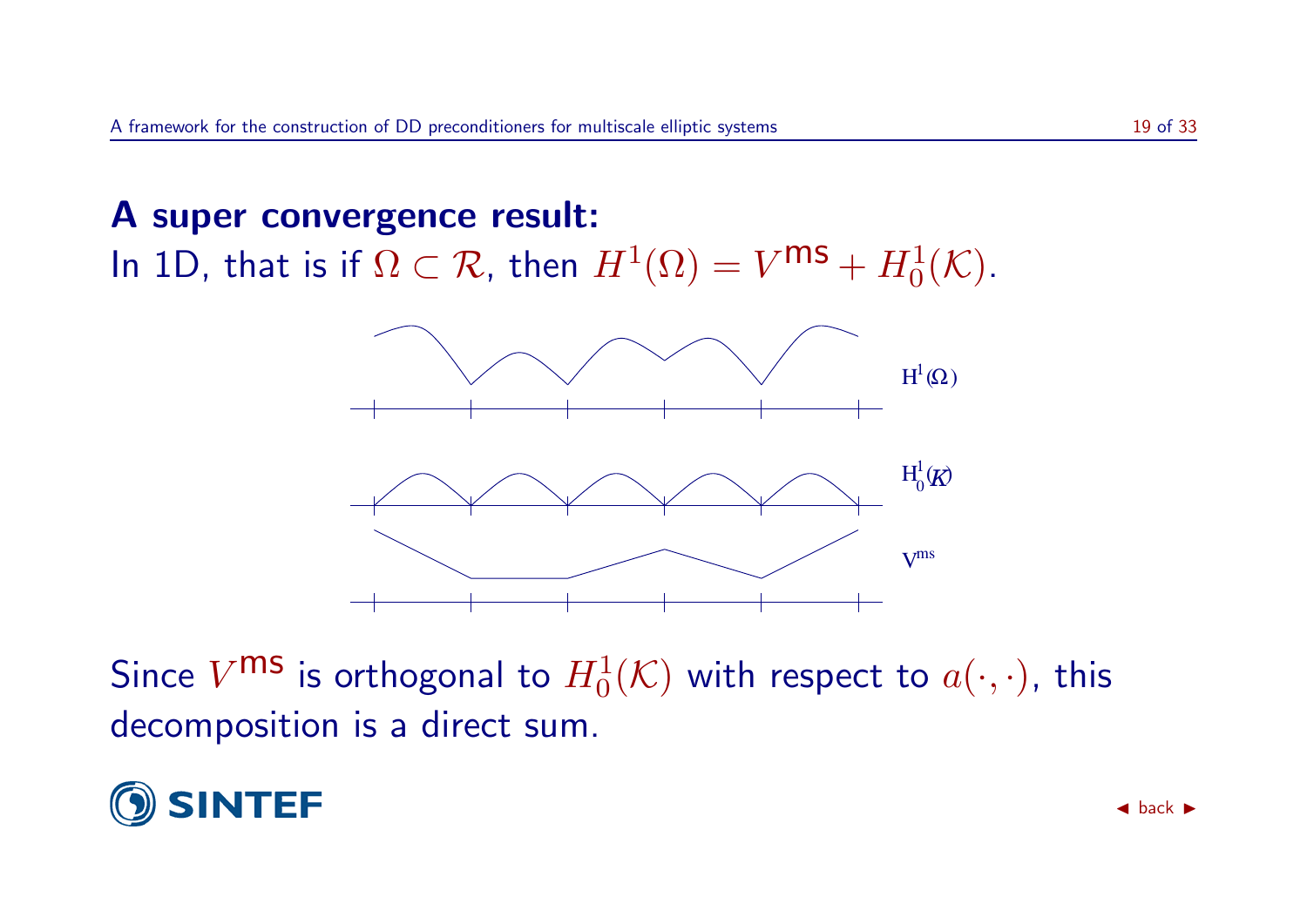## A super convergence result:

In 1D, that is if $\Omega \subset \mathcal{R}$, then $H^1(\Omega) = V^{\text{ms}} + H^1_0(\mathcal{K})$.

Since $V^{\text{ms}}$ is orthogonal to $H^1_0(\mathcal{K})$ with respect to $a(\cdot,\cdot)$, this decomposition is a direct sum.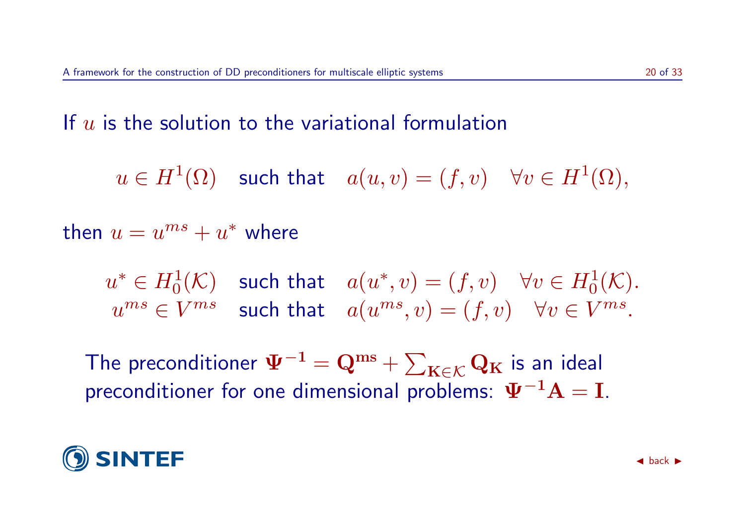If $u$ is the solution to the variational formulation

$$u \in H^1(\Omega) \quad \text{such that} \quad a(u,v) = (f,v) \quad \forall v \in H^1(\Omega),$$

then $u = u^{ms} + u^*$ where

$$\begin{aligned} u^* \in H_0^1(\mathcal{K}) &\quad \text{such that} \quad a(u^*,v) = (f,v) \quad \forall v \in H_0^1(\mathcal{K}). \\ u^{ms} \in V^{ms} &\quad \text{such that} \quad a(u^{ms},v) = (f,v) \quad \forall v \in V^{ms}. \end{aligned}$$

The preconditioner $\mathbf{\Psi^{-1}} = \mathbf{Q^{ms}} + \sum_{\mathbf{K} \in \mathcal{K}} \mathbf{Q_K}$ is an ideal preconditioner for one dimensional problems: $\mathbf{\Psi^{-1} A} = \mathbf{I}$.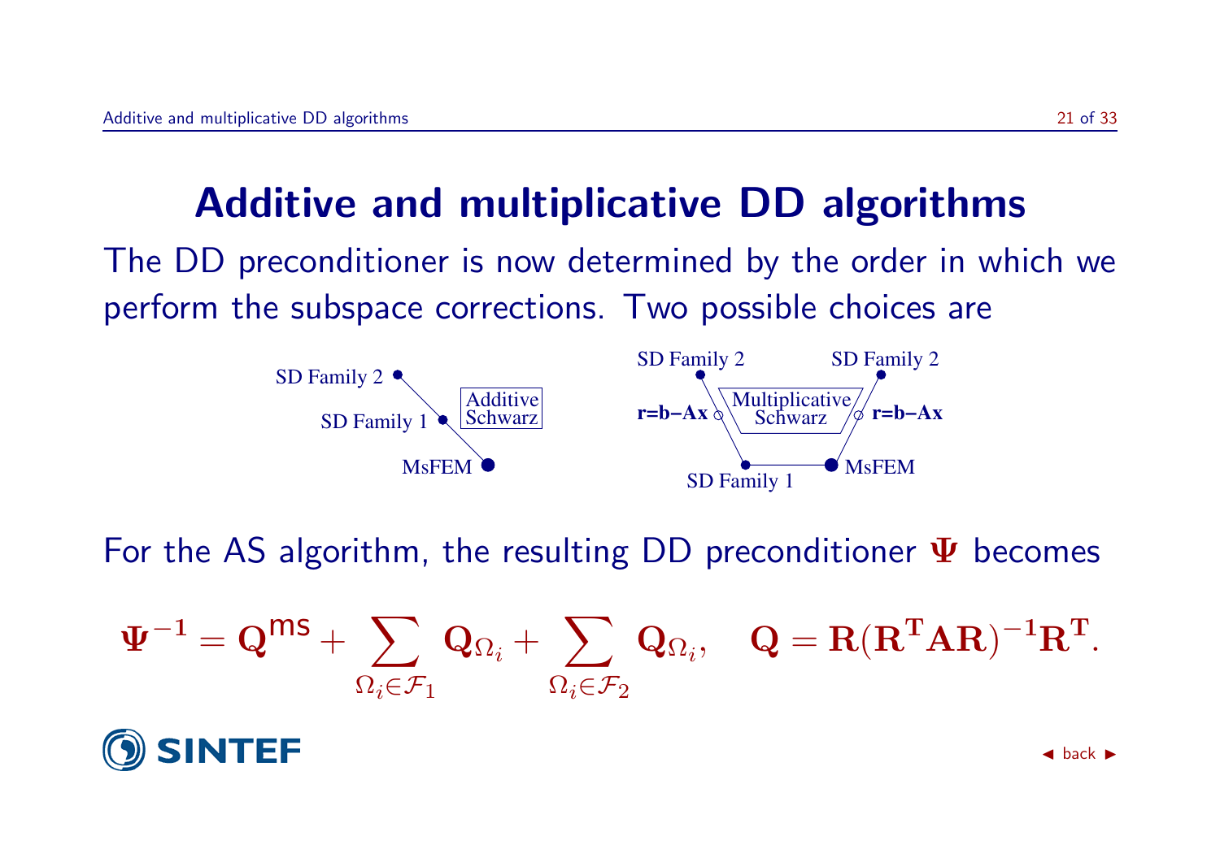# Additive and multiplicative DD algorithms

The DD preconditioner is now determined by the order in which we perform the subspace corrections. Two possible choices are

SD Family 2

SD Family 1

MsFEM

Additive Schwarz

SD Family 2 — SD Family 2

r=b−Ax — Multiplicative Schwarz — r=b−Ax

SD Family 1 — MsFEM

For the AS algorithm, the resulting DD preconditioner $\mathbf{\Psi}$ becomes

$$\mathbf{\Psi}^{-1} = \mathbf{Q}^{\mathsf{ms}} + \sum_{\Omega_i \in \mathcal{F}_1} \mathbf{Q}_{\Omega_i} + \sum_{\Omega_i \in \mathcal{F}_2} \mathbf{Q}_{\Omega_i}, \quad \mathbf{Q} = \mathbf{R}(\mathbf{R}^{\mathbf{T}}\mathbf{A}\mathbf{R})^{-1}\mathbf{R}^{\mathbf{T}}.$$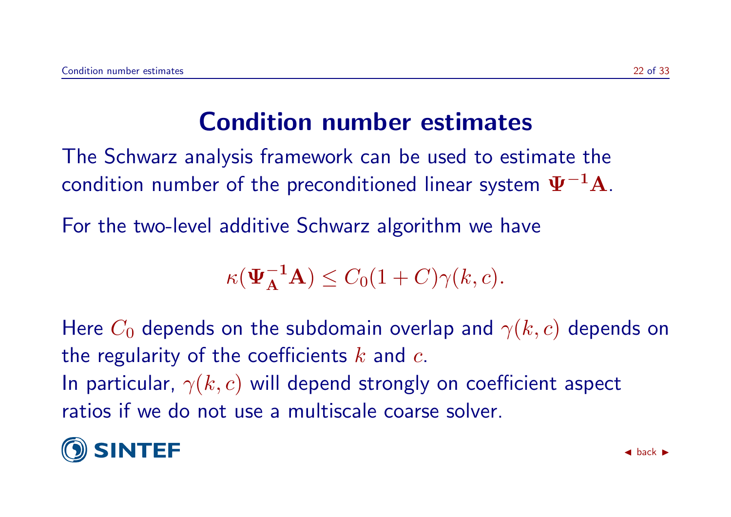# Condition number estimates

The Schwarz analysis framework can be used to estimate the condition number of the preconditioned linear system $\mathbf{\Psi^{-1}A}$.

For the two-level additive Schwarz algorithm we have

$$\kappa(\mathbf{\Psi_A^{-1}A}) \leq C_0(1 + C)\gamma(k, c).$$

Here $C_0$ depends on the subdomain overlap and $\gamma(k, c)$ depends on the regularity of the coefficients $k$ and $c$.
In particular, $\gamma(k, c)$ will depend strongly on coefficient aspect ratios if we do not use a multiscale coarse solver.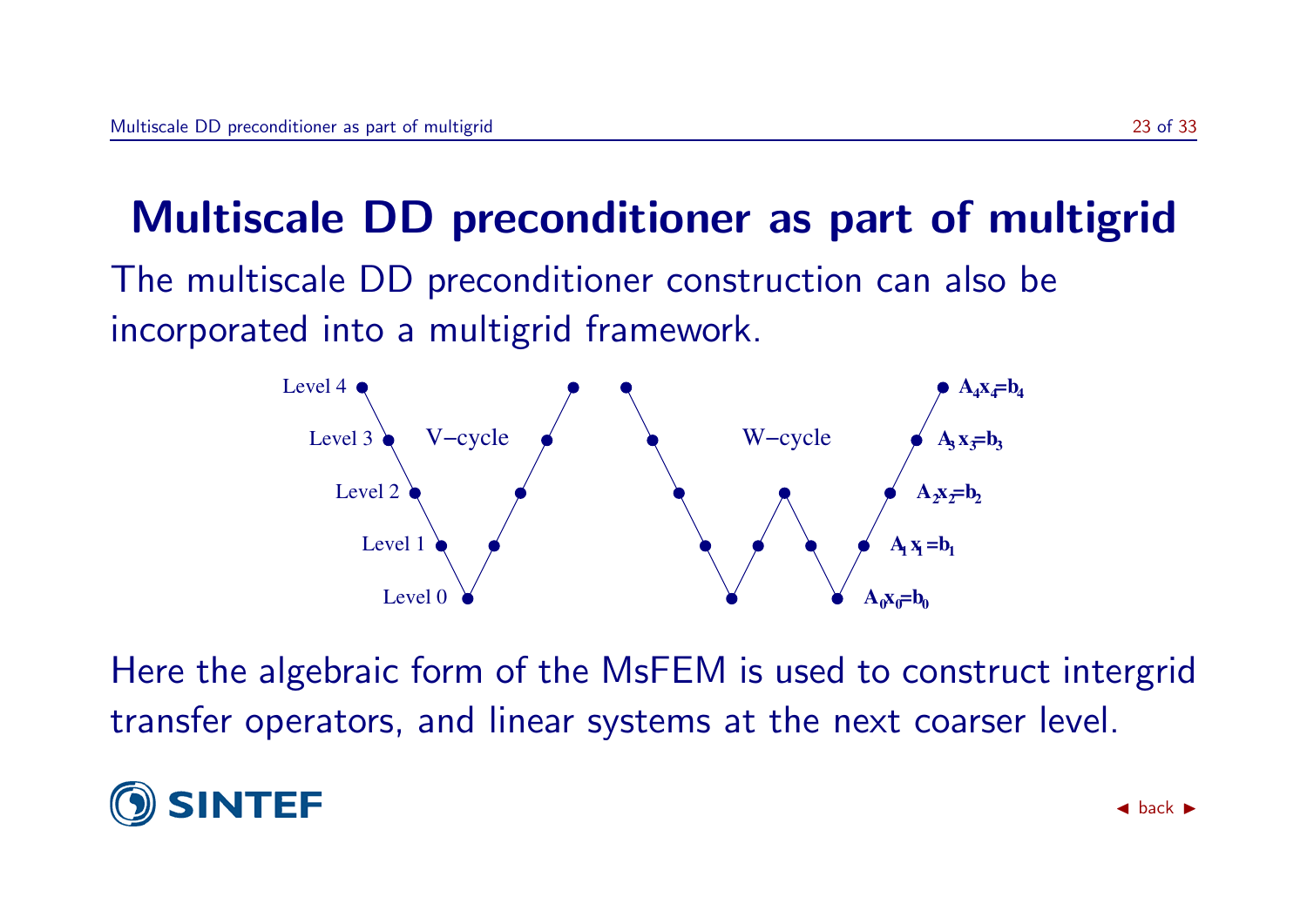# Multiscale DD preconditioner as part of multigrid

The multiscale DD preconditioner construction can also be incorporated into a multigrid framework.

Level 4 · Level 3 · Level 2 · Level 1 · Level 0

V–cycle

W–cycle

$A_4 x_4 = b_4$

$A_3 x_3 = b_3$

$A_2 x_2 = b_2$

$A_1 x_1 = b_1$

$A_0 x_0 = b_0$

Here the algebraic form of the MsFEM is used to construct intergrid transfer operators, and linear systems at the next coarser level.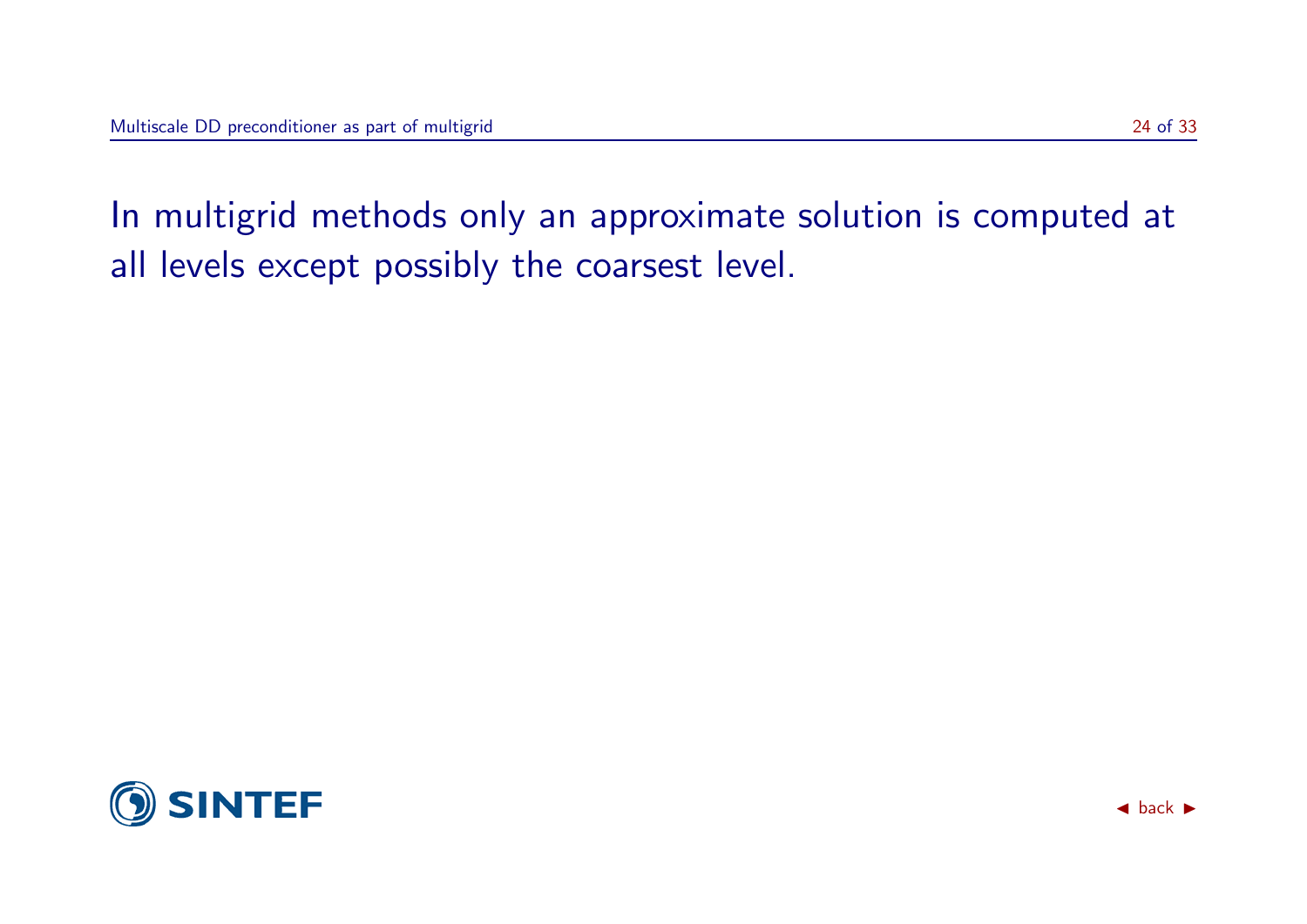In multigrid methods only an approximate solution is computed at all levels except possibly the coarsest level.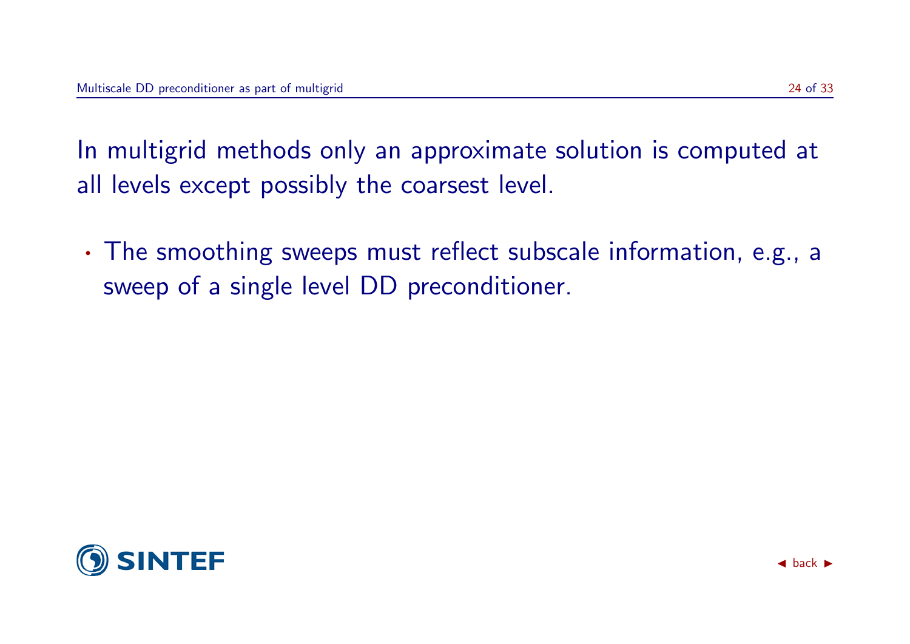In multigrid methods only an approximate solution is computed at all levels except possibly the coarsest level.

- The smoothing sweeps must reflect subscale information, e.g., a sweep of a single level DD preconditioner.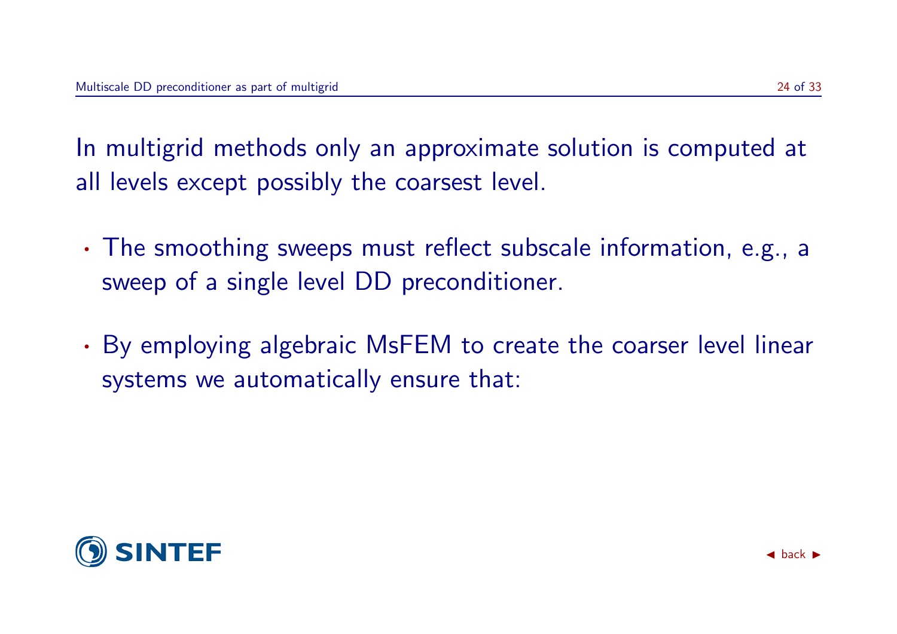In multigrid methods only an approximate solution is computed at all levels except possibly the coarsest level.

- The smoothing sweeps must reflect subscale information, e.g., a sweep of a single level DD preconditioner.
- By employing algebraic MsFEM to create the coarser level linear systems we automatically ensure that: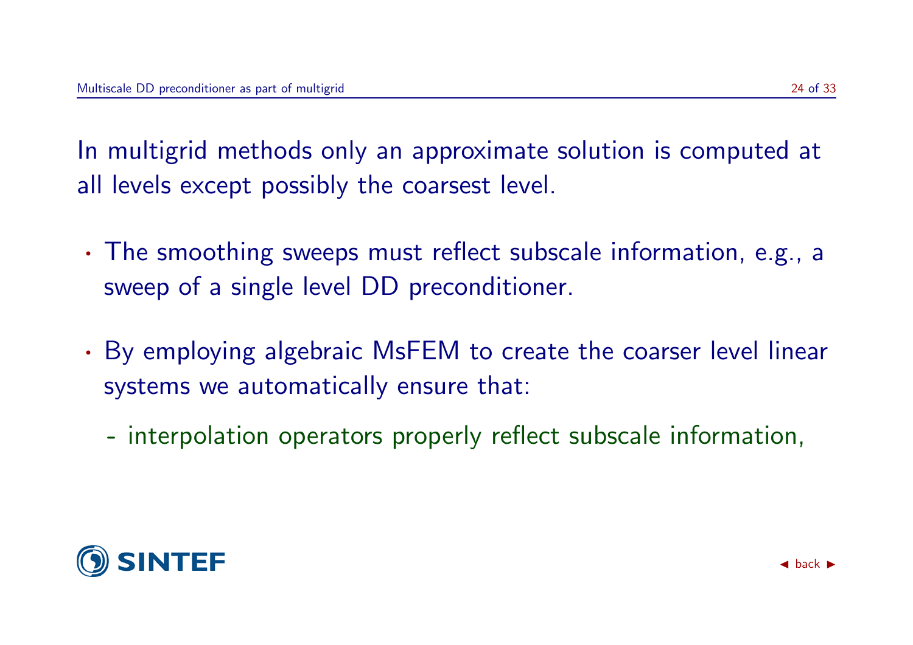In multigrid methods only an approximate solution is computed at all levels except possibly the coarsest level.

- The smoothing sweeps must reflect subscale information, e.g., a sweep of a single level DD preconditioner.

- By employing algebraic MsFEM to create the coarser level linear systems we automatically ensure that:

  - interpolation operators properly reflect subscale information,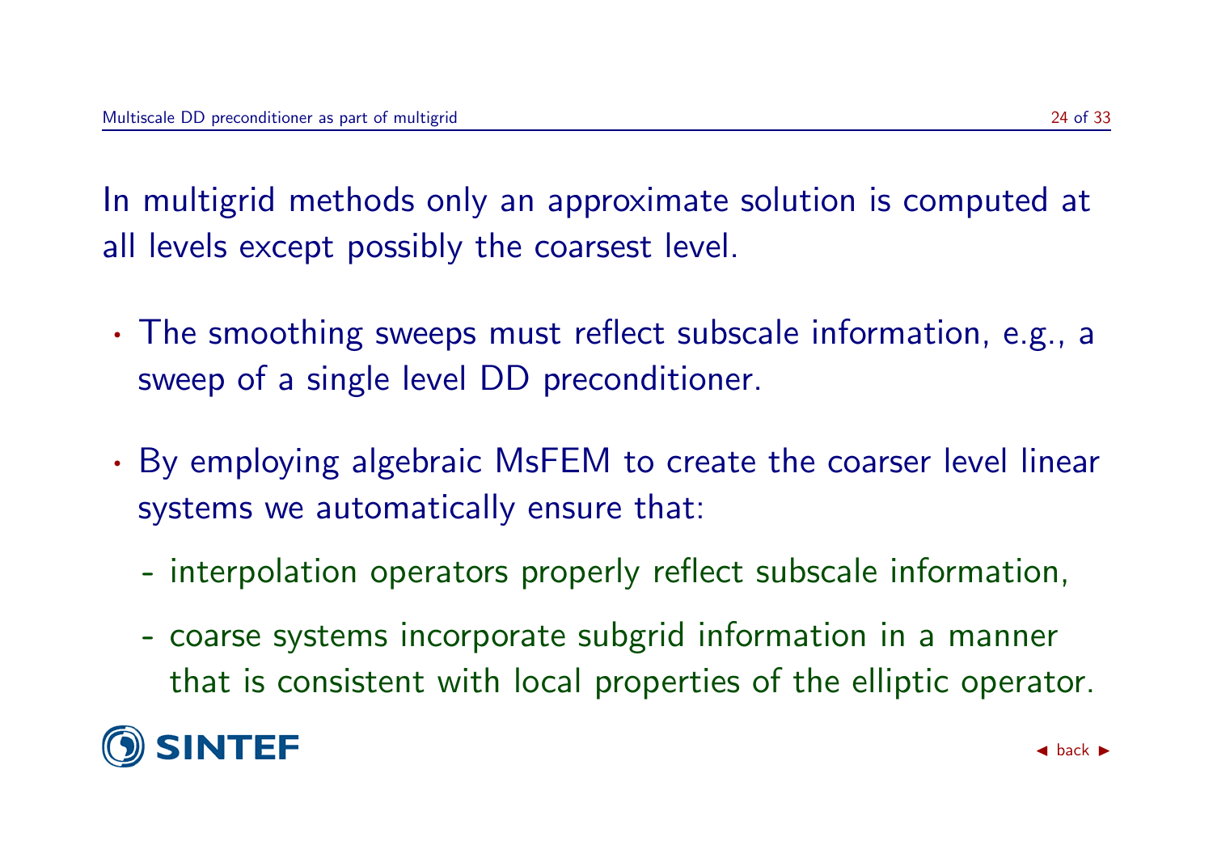In multigrid methods only an approximate solution is computed at all levels except possibly the coarsest level.

- The smoothing sweeps must reflect subscale information, e.g., a sweep of a single level DD preconditioner.
- By employing algebraic MsFEM to create the coarser level linear systems we automatically ensure that:
  - interpolation operators properly reflect subscale information,
  - coarse systems incorporate subgrid information in a manner that is consistent with local properties of the elliptic operator.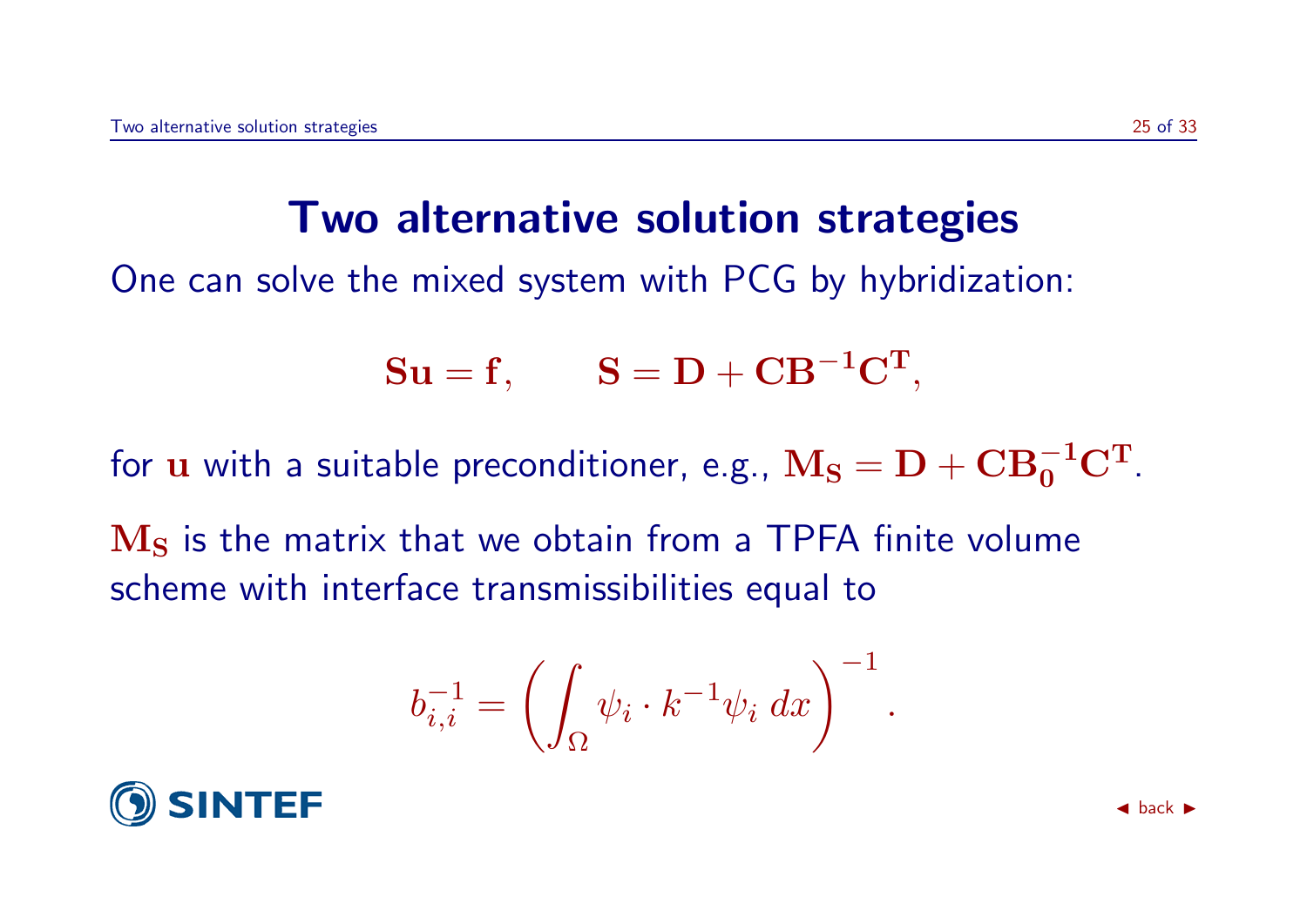# Two alternative solution strategies

One can solve the mixed system with PCG by hybridization:

$$\mathbf{S}\mathbf{u} = \mathbf{f}, \qquad \mathbf{S} = \mathbf{D} + \mathbf{C}\mathbf{B}^{-1}\mathbf{C}^{\mathbf{T}},$$

for $\mathbf{u}$ with a suitable preconditioner, e.g., $\mathbf{M_S} = \mathbf{D} + \mathbf{C}\mathbf{B_0}^{-1}\mathbf{C}^{\mathbf{T}}$.

$\mathbf{M_S}$ is the matrix that we obtain from a TPFA finite volume scheme with interface transmissibilities equal to

$$b_{i,i}^{-1} = \left(\int_\Omega \psi_i \cdot k^{-1}\psi_i \, dx\right)^{-1}.$$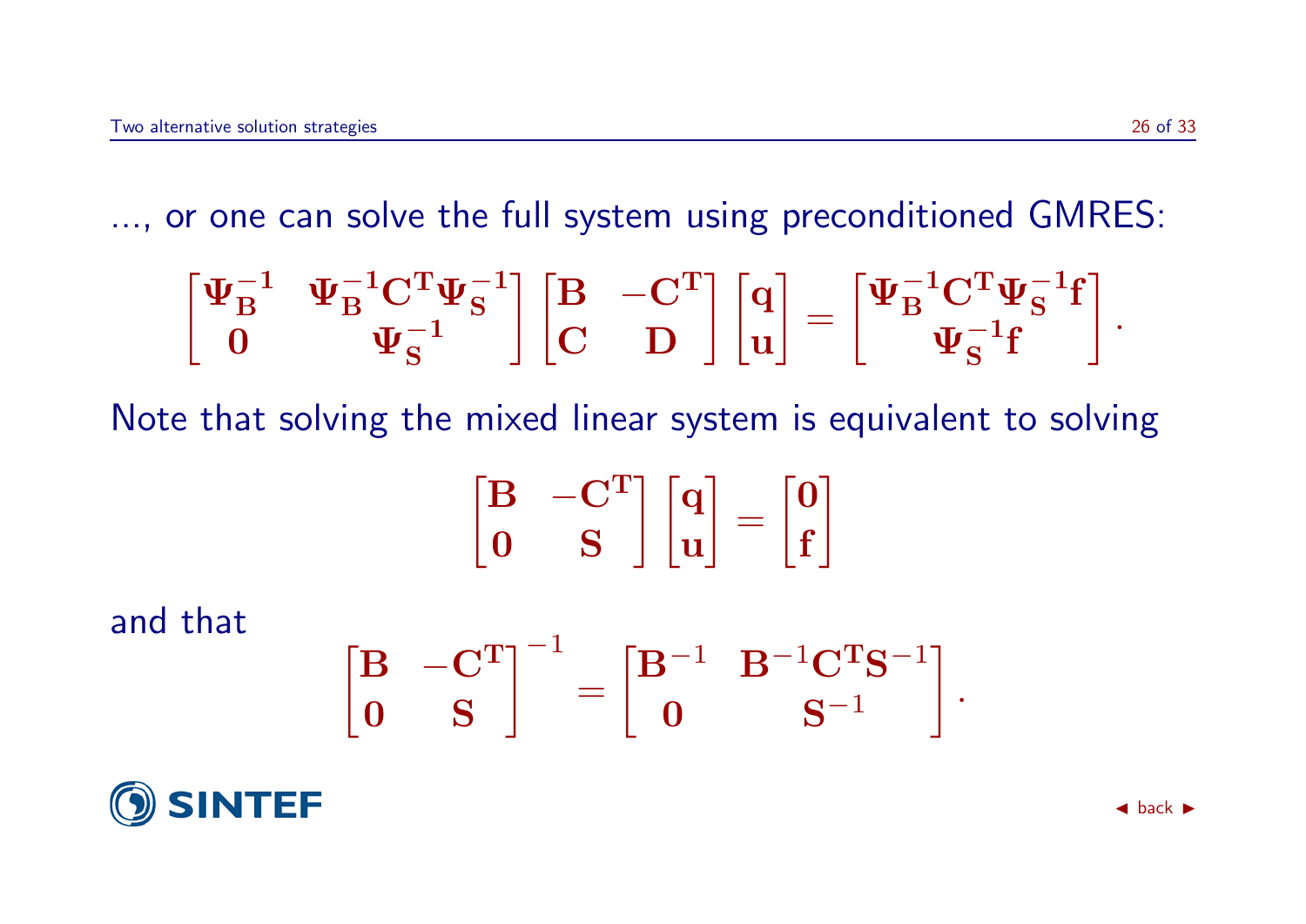..., or one can solve the full system using preconditioned GMRES:

$$\begin{bmatrix} \mathbf{\Psi_B^{-1}} & \mathbf{\Psi_B^{-1} C^T \Psi_S^{-1}} \\ \mathbf{0} & \mathbf{\Psi_S^{-1}} \end{bmatrix} \begin{bmatrix} \mathbf{B} & -\mathbf{C^T} \\ \mathbf{C} & \mathbf{D} \end{bmatrix} \begin{bmatrix} \mathbf{q} \\ \mathbf{u} \end{bmatrix} = \begin{bmatrix} \mathbf{\Psi_B^{-1} C^T \Psi_S^{-1} f} \\ \mathbf{\Psi_S^{-1} f} \end{bmatrix}.$$

Note that solving the mixed linear system is equivalent to solving

$$\begin{bmatrix} \mathbf{B} & -\mathbf{C^T} \\ \mathbf{0} & \mathbf{S} \end{bmatrix} \begin{bmatrix} \mathbf{q} \\ \mathbf{u} \end{bmatrix} = \begin{bmatrix} \mathbf{0} \\ \mathbf{f} \end{bmatrix}$$

and that

$$\begin{bmatrix} \mathbf{B} & -\mathbf{C^T} \\ \mathbf{0} & \mathbf{S} \end{bmatrix}^{-1} = \begin{bmatrix} \mathbf{B}^{-1} & \mathbf{B}^{-1}\mathbf{C^T}\mathbf{S}^{-1} \\ \mathbf{0} & \mathbf{S}^{-1} \end{bmatrix}.$$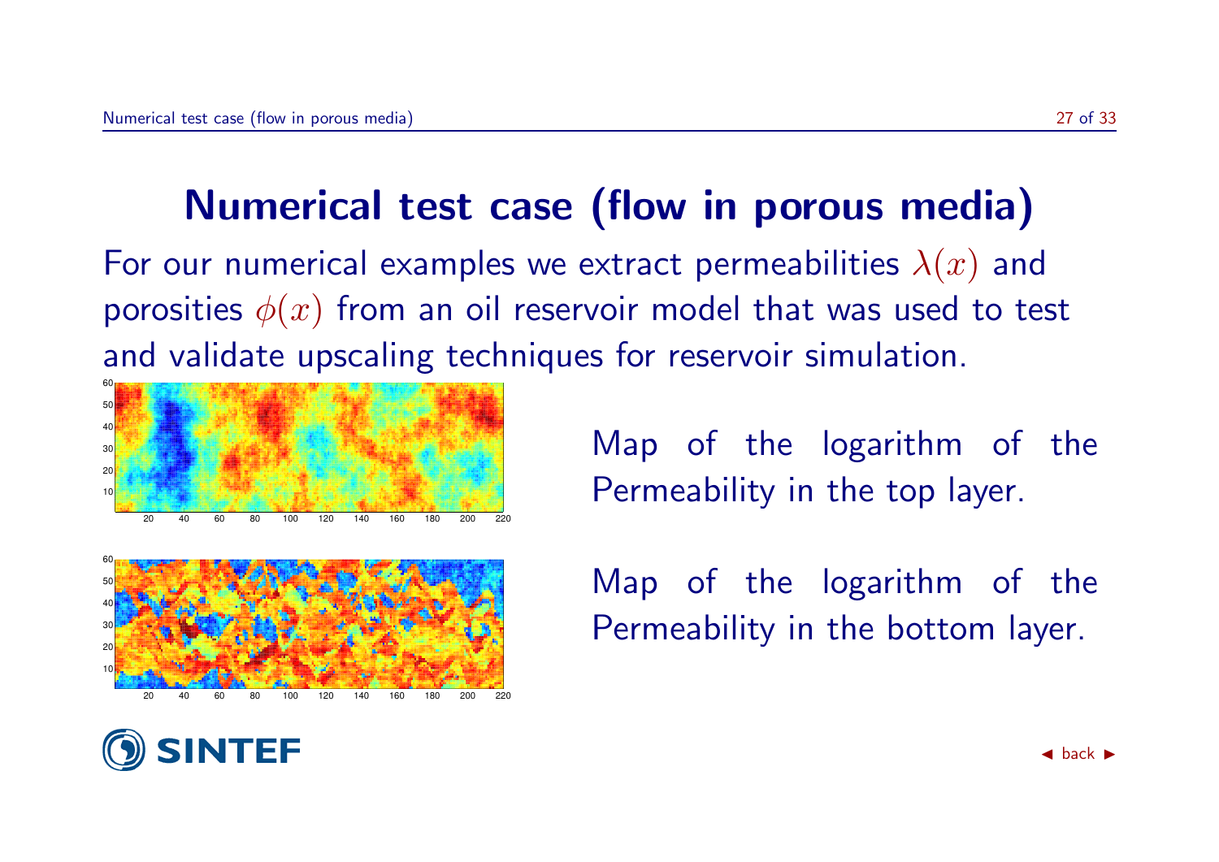# Numerical test case (flow in porous media)

For our numerical examples we extract permeabilities $\lambda(x)$ and porosities $\phi(x)$ from an oil reservoir model that was used to test and validate upscaling techniques for reservoir simulation.

Map of the logarithm of the Permeability in the top layer.

Map of the logarithm of the Permeability in the bottom layer.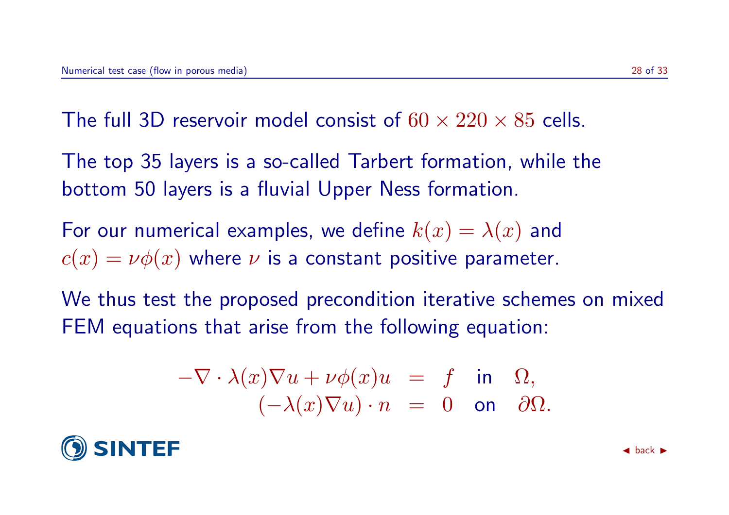The full 3D reservoir model consist of $60 \times 220 \times 85$ cells.

The top 35 layers is a so-called Tarbert formation, while the bottom 50 layers is a fluvial Upper Ness formation.

For our numerical examples, we define $k(x) = \lambda(x)$ and $c(x) = \nu\phi(x)$ where $\nu$ is a constant positive parameter.

We thus test the proposed precondition iterative schemes on mixed FEM equations that arise from the following equation:

$$
\begin{aligned}
-\nabla \cdot \lambda(x)\nabla u + \nu\phi(x)u &= f \quad \text{in} \quad \Omega, \\
(-\lambda(x)\nabla u) \cdot n &= 0 \quad \text{on} \quad \partial\Omega.
\end{aligned}
$$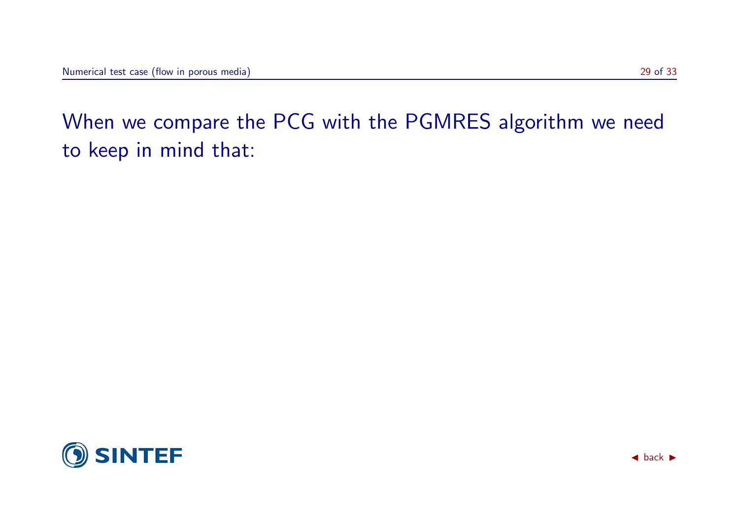When we compare the PCG with the PGMRES algorithm we need to keep in mind that: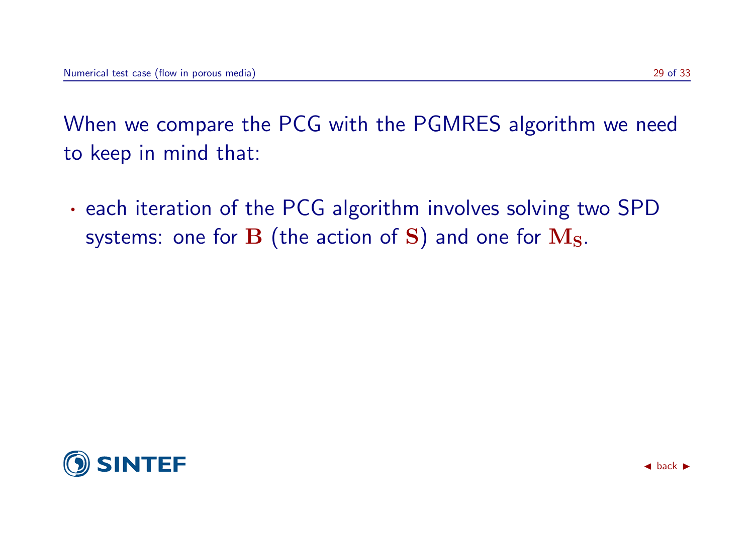When we compare the PCG with the PGMRES algorithm we need to keep in mind that:

- each iteration of the PCG algorithm involves solving two SPD systems: one for $\mathbf{B}$ (the action of $\mathbf{S}$) and one for $\mathbf{M}_{\mathbf{S}}$.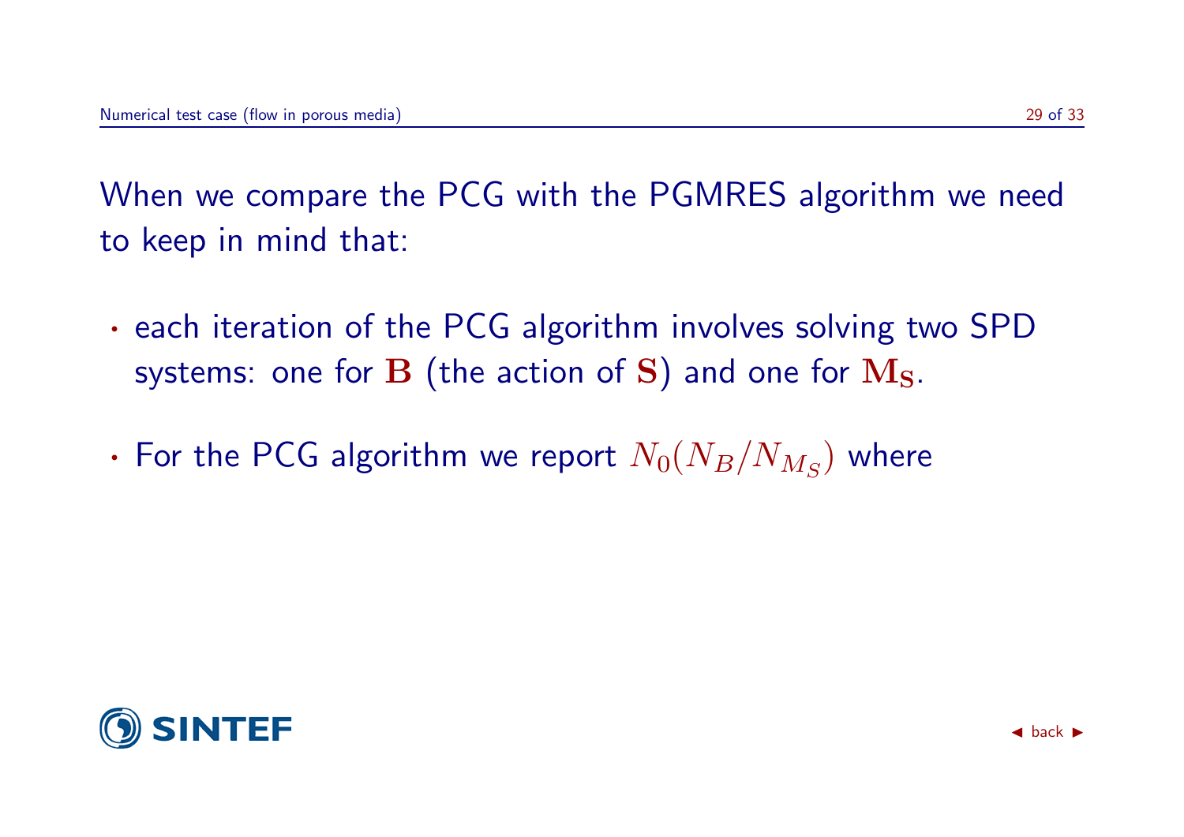When we compare the PCG with the PGMRES algorithm we need to keep in mind that:

- each iteration of the PCG algorithm involves solving two SPD systems: one for $\mathbf{B}$ (the action of $\mathbf{S}$) and one for $\mathbf{M_S}$.
- For the PCG algorithm we report $N_0(N_B/N_{M_S})$ where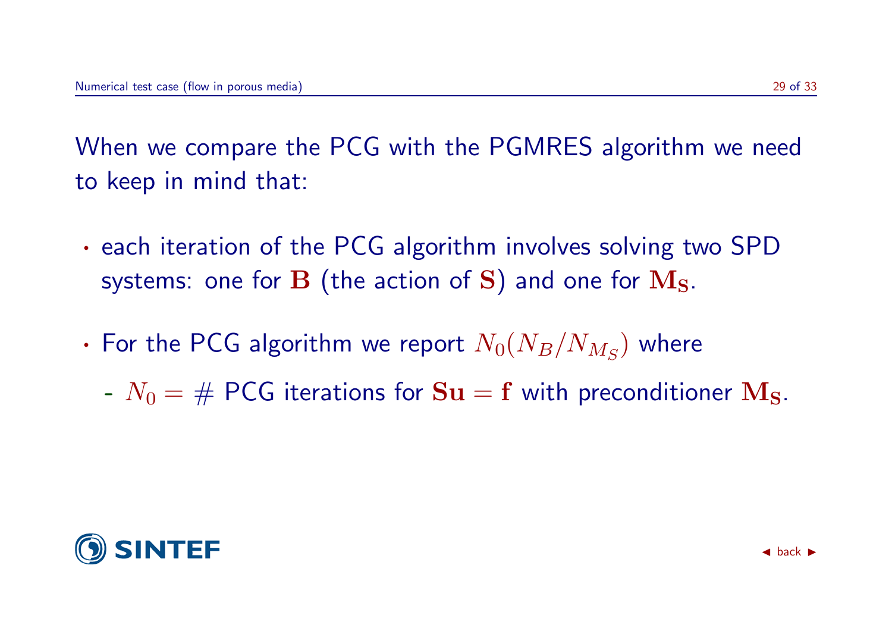When we compare the PCG with the PGMRES algorithm we need to keep in mind that:

- each iteration of the PCG algorithm involves solving two SPD systems: one for $\mathbf{B}$ (the action of $\mathbf{S}$) and one for $\mathbf{M_S}$.
- For the PCG algorithm we report $N_0(N_B/N_{M_S})$ where
  - $N_0 = \#$ PCG iterations for $\mathbf{Su} = \mathbf{f}$ with preconditioner $\mathbf{M_S}$.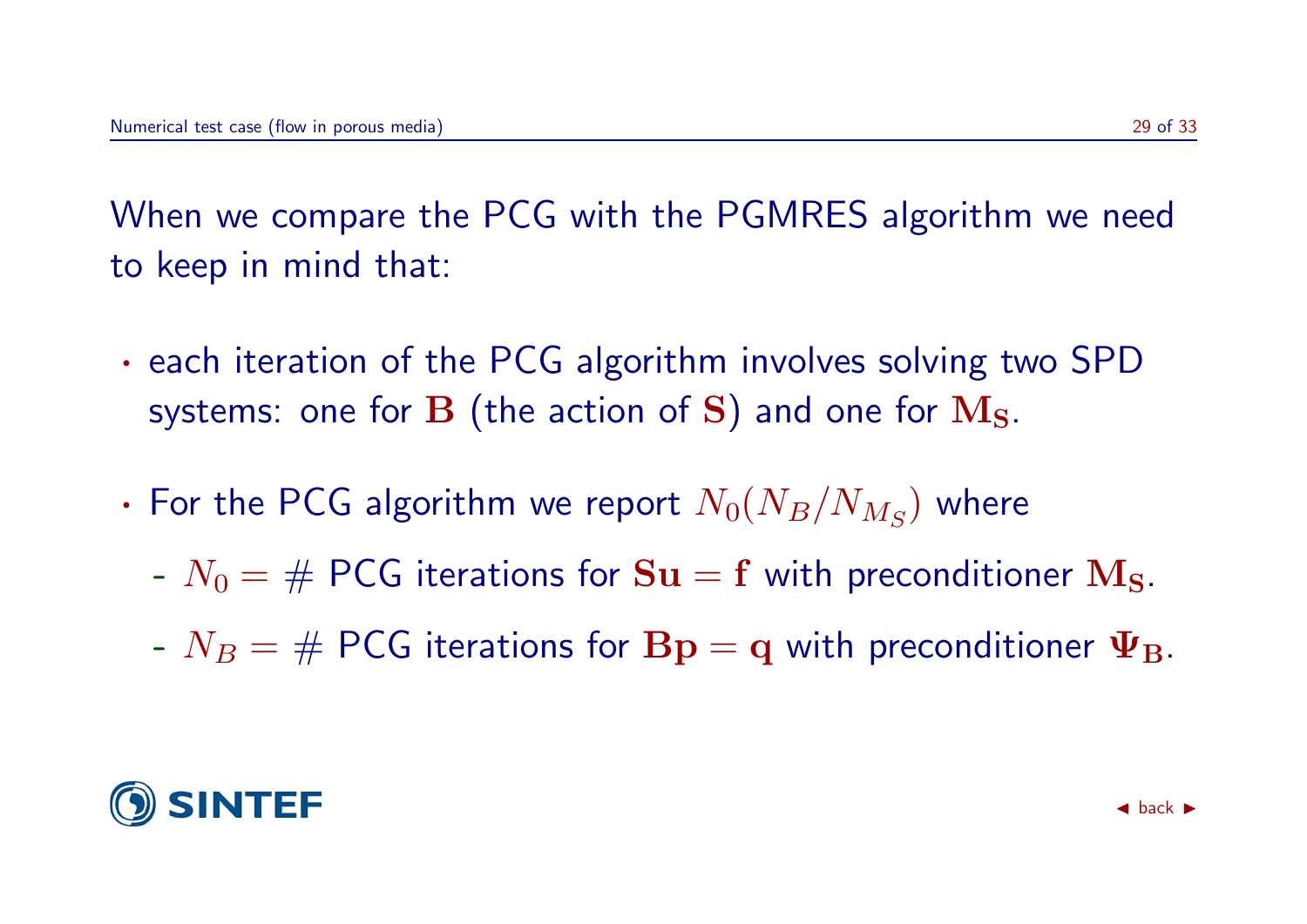When we compare the PCG with the PGMRES algorithm we need to keep in mind that:

- each iteration of the PCG algorithm involves solving two SPD systems: one for $\mathbf{B}$ (the action of $\mathbf{S}$) and one for $\mathbf{M_S}$.
- For the PCG algorithm we report $N_0(N_B/N_{M_S})$ where
  - $N_0 = \#$ PCG iterations for $\mathbf{Su} = \mathbf{f}$ with preconditioner $\mathbf{M_S}$.
  - $N_B = \#$ PCG iterations for $\mathbf{Bp} = \mathbf{q}$ with preconditioner $\mathbf{\Psi_B}$.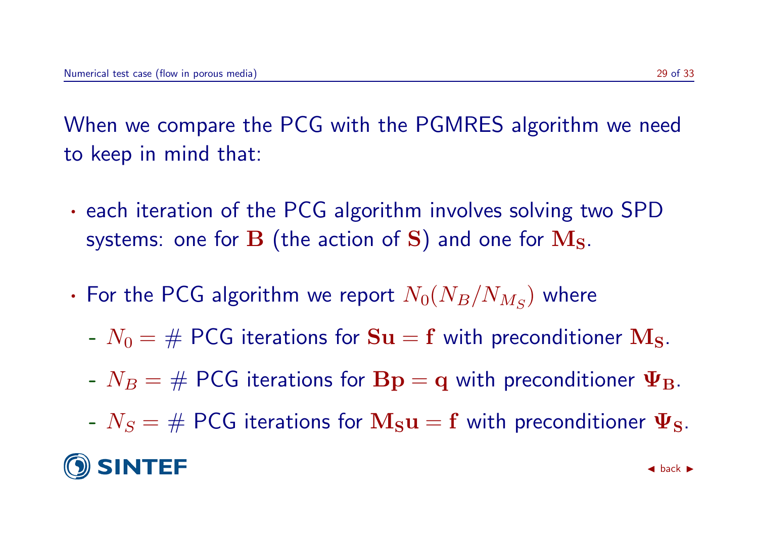When we compare the PCG with the PGMRES algorithm we need to keep in mind that:

- each iteration of the PCG algorithm involves solving two SPD systems: one for $\mathbf{B}$ (the action of $\mathbf{S}$) and one for $\mathbf{M_S}$.
- For the PCG algorithm we report $N_0(N_B/N_{M_S})$ where
  - $N_0 = \#$ PCG iterations for $\mathbf{Su} = \mathbf{f}$ with preconditioner $\mathbf{M_S}$.
  - $N_B = \#$ PCG iterations for $\mathbf{Bp} = \mathbf{q}$ with preconditioner $\mathbf{\Psi_B}$.
  - $N_S = \#$ PCG iterations for $\mathbf{M_S u} = \mathbf{f}$ with preconditioner $\mathbf{\Psi_S}$.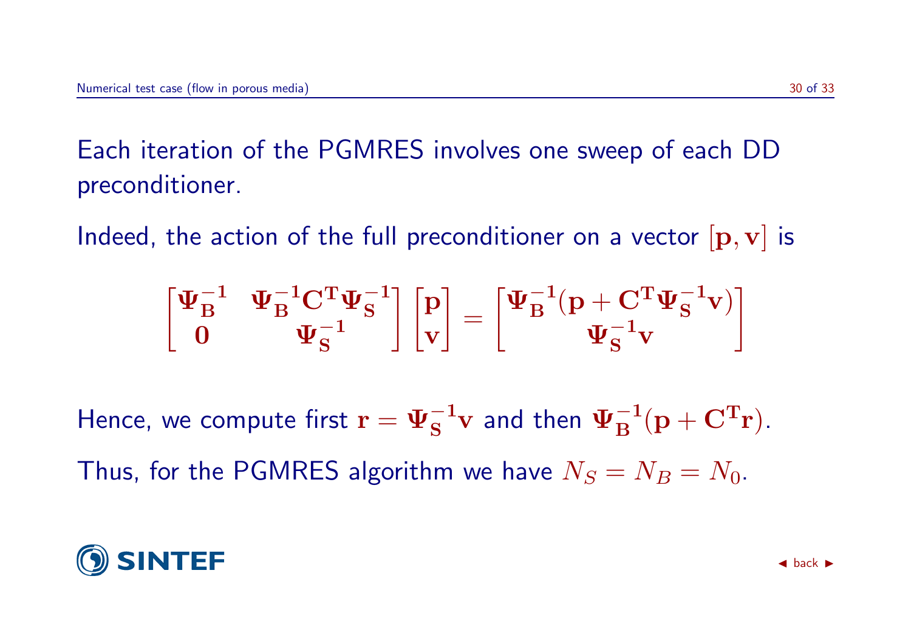Each iteration of the PGMRES involves one sweep of each DD preconditioner.

Indeed, the action of the full preconditioner on a vector $[\mathbf{p}, \mathbf{v}]$ is

$$\begin{bmatrix} \mathbf{\Psi_B^{-1}} & \mathbf{\Psi_B^{-1} C^T \Psi_S^{-1}} \\ \mathbf{0} & \mathbf{\Psi_S^{-1}} \end{bmatrix} \begin{bmatrix} \mathbf{p} \\ \mathbf{v} \end{bmatrix} = \begin{bmatrix} \mathbf{\Psi_B^{-1}(p + C^T \Psi_S^{-1} v)} \\ \mathbf{\Psi_S^{-1} v} \end{bmatrix}$$

Hence, we compute first $\mathbf{r} = \mathbf{\Psi_S^{-1} v}$ and then $\mathbf{\Psi_B^{-1}(p + C^T r)}$.

Thus, for the PGMRES algorithm we have $N_S = N_B = N_0$.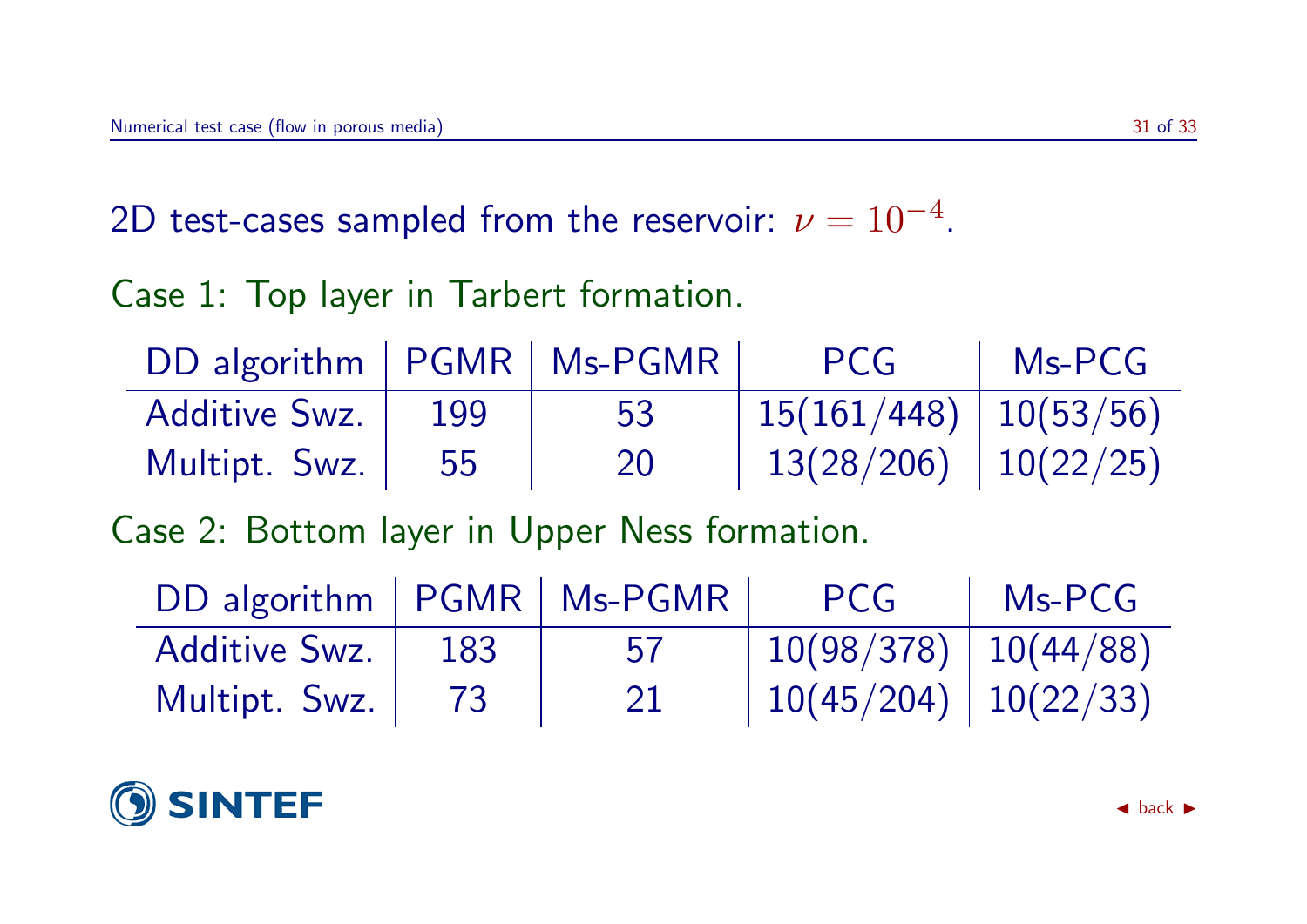2D test-cases sampled from the reservoir: $\nu = 10^{-4}$.

Case 1: Top layer in Tarbert formation.

| DD algorithm | PGMR | Ms-PGMR | PCG | Ms-PCG |
|---|---|---|---|---|
| Additive Swz. | 199 | 53 | 15(161/448) | 10(53/56) |
| Multipt. Swz. | 55 | 20 | 13(28/206) | 10(22/25) |

Case 2: Bottom layer in Upper Ness formation.

| DD algorithm | PGMR | Ms-PGMR | PCG | Ms-PCG |
|---|---|---|---|---|
| Additive Swz. | 183 | 57 | 10(98/378) | 10(44/88) |
| Multipt. Swz. | 73 | 21 | 10(45/204) | 10(22/33) |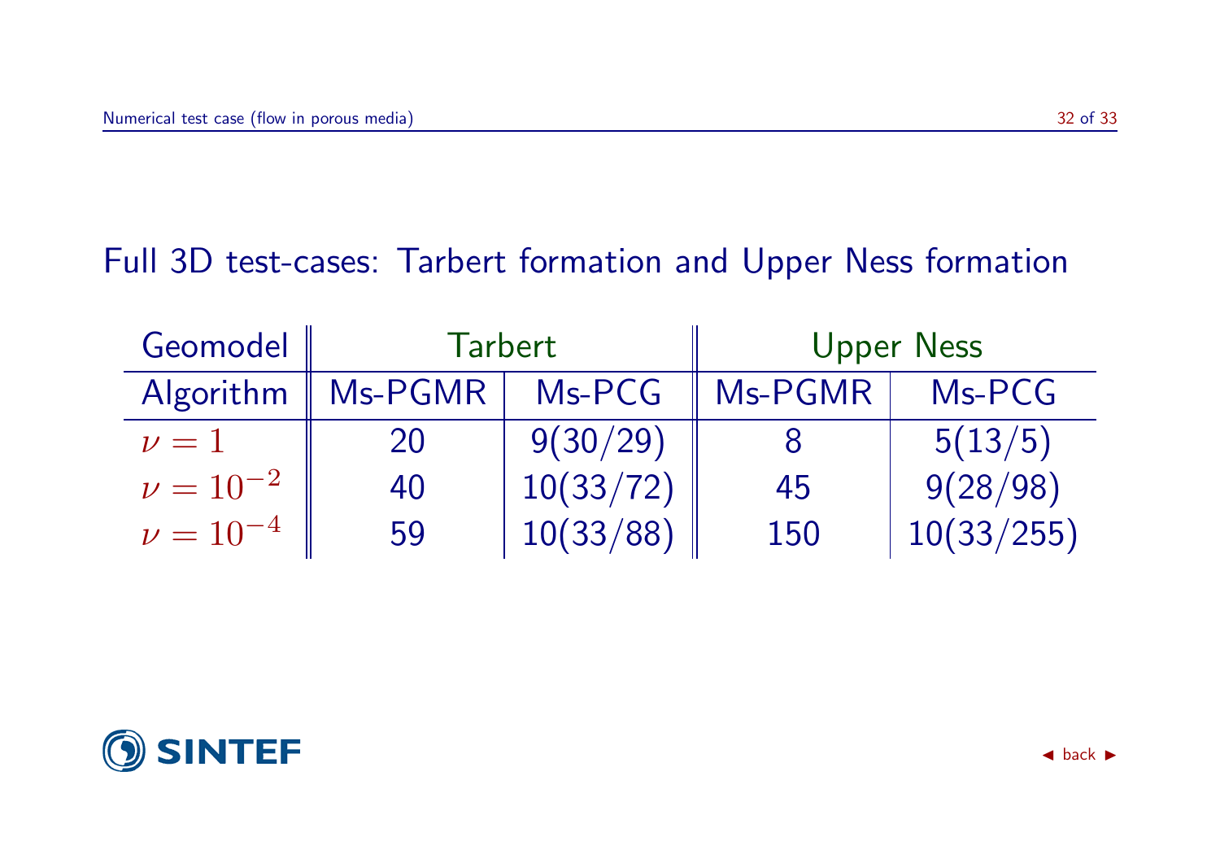## Full 3D test-cases: Tarbert formation and Upper Ness formation

| Geomodel | Tarbert | | Upper Ness | |
|---|---|---|---|---|
| Algorithm | Ms-PGMR | Ms-PCG | Ms-PGMR | Ms-PCG |
| $\nu = 1$ | 20 | 9(30/29) | 8 | 5(13/5) |
| $\nu = 10^{-2}$ | 40 | 10(33/72) | 45 | 9(28/98) |
| $\nu = 10^{-4}$ | 59 | 10(33/88) | 150 | 10(33/255) |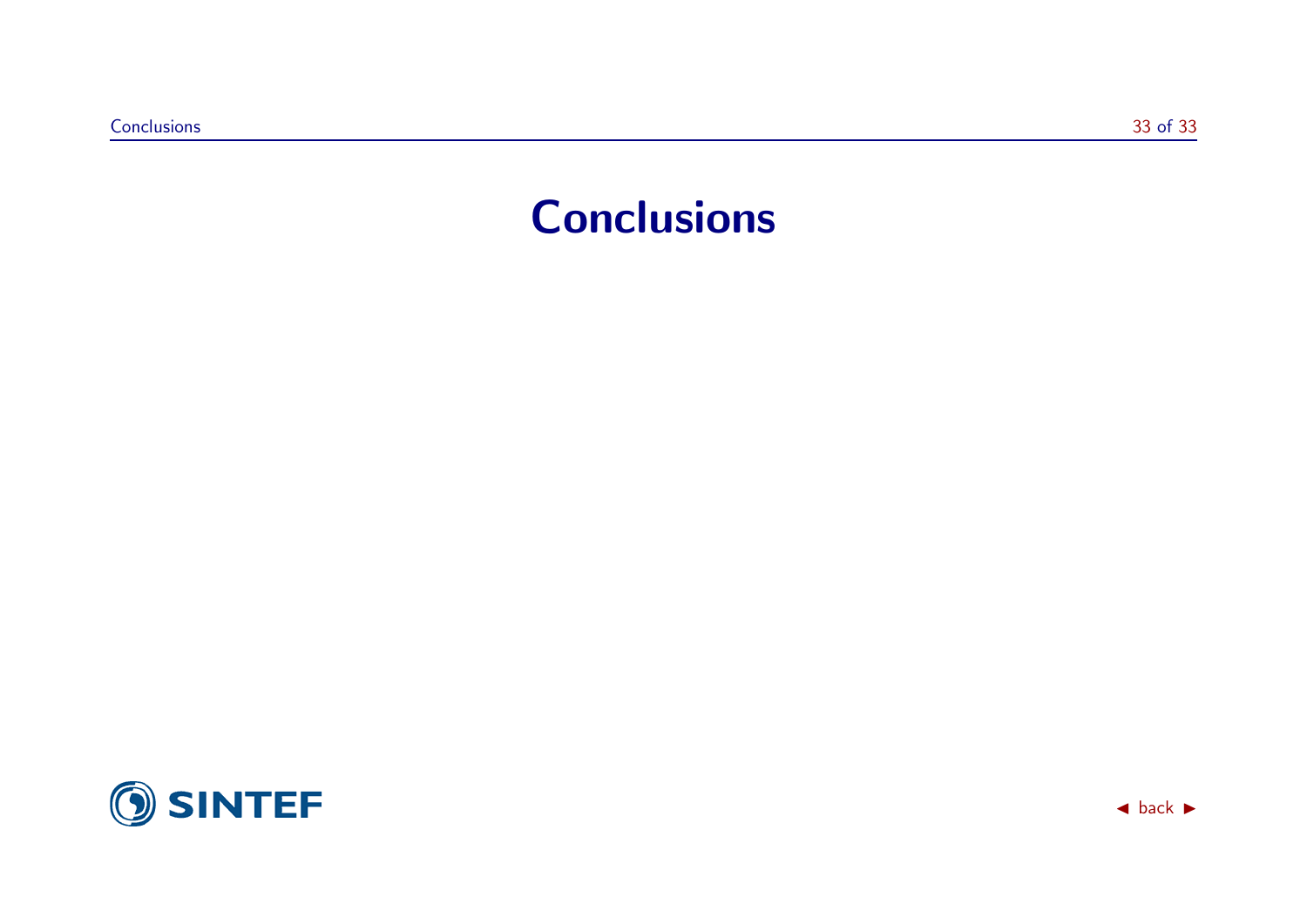# Conclusions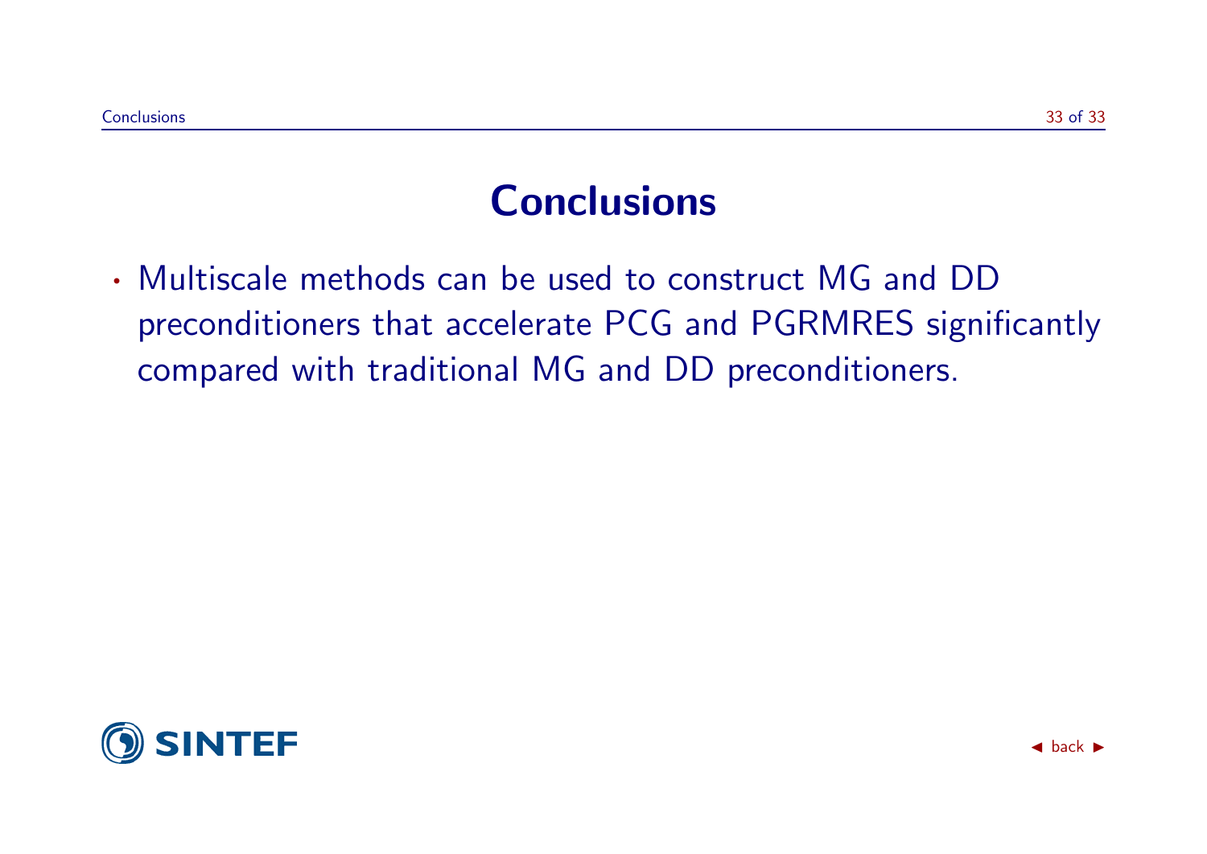# Conclusions

- Multiscale methods can be used to construct MG and DD preconditioners that accelerate PCG and PGRMRES significantly compared with traditional MG and DD preconditioners.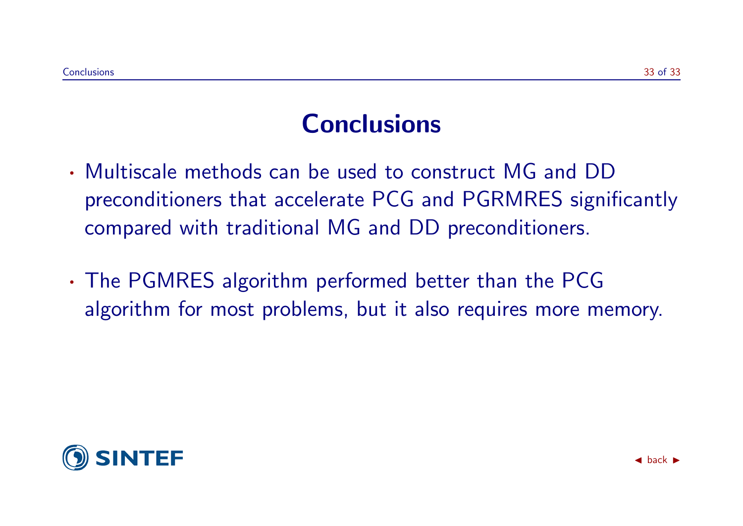# Conclusions

- Multiscale methods can be used to construct MG and DD preconditioners that accelerate PCG and PGRMRES significantly compared with traditional MG and DD preconditioners.
- The PGMRES algorithm performed better than the PCG algorithm for most problems, but it also requires more memory.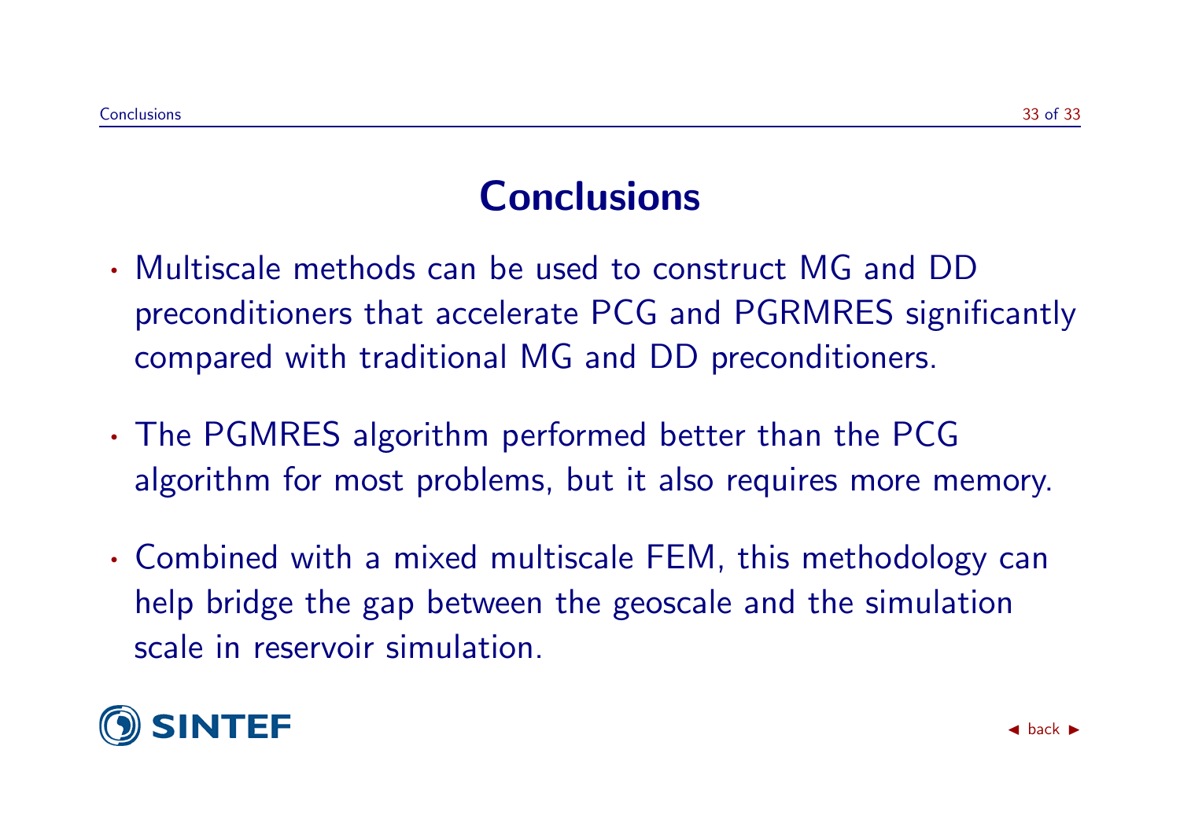# Conclusions

- Multiscale methods can be used to construct MG and DD preconditioners that accelerate PCG and PGRMRES significantly compared with traditional MG and DD preconditioners.
- The PGMRES algorithm performed better than the PCG algorithm for most problems, but it also requires more memory.
- Combined with a mixed multiscale FEM, this methodology can help bridge the gap between the geoscale and the simulation scale in reservoir simulation.